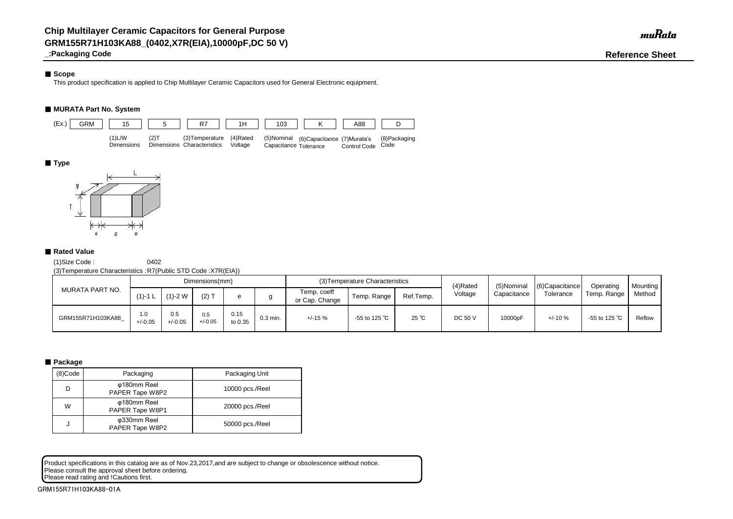# Chip Multilayer Ceramic Capacitors for General Purpose
# GRM155R71H103KA88_(0402,X7R(EIA),10000pF,DC 50 V)
**_:Packaging Code**

**Reference Sheet**

## ■ Scope

This product specification is applied to Chip Multilayer Ceramic Capacitors used for General Electronic equipment.

## ■ MURATA Part No. System

| (Ex.) GRM | 15 | 5 | R7 | 1H | 103 | K | A88 | D |
|---|---|---|---|---|---|---|---|---|
| | (1)L/W Dimensions | (2)T Dimensions | (3)Temperature Characteristics | (4)Rated Voltage | (5)Nominal Capacitance | (6)Capacitance Tolerance | (7)Murata's Control Code | (8)Packaging Code |

## ■ Type

## ■ Rated Value

(1)Size Code : 0402

(3)Temperature Characteristics : R7(Public STD Code :X7R(EIA))

| MURATA PART NO. | Dimensions(mm) | | | | | (3)Temperature Characteristics | | | (4)Rated Voltage | (5)Nominal Capacitance | (6)Capacitance Tolerance | Operating Temp. Range | Mounting Method |
|---|---|---|---|---|---|---|---|---|---|---|---|---|---|
| | (1)-1 L | (1)-2 W | (2) T | e | g | Temp. coeff or Cap. Change | Temp. Range | Ref.Temp. | | | | | |
| GRM155R71H103KA88_ | 1.0 +/-0.05 | 0.5 +/-0.05 | 0.5 +/-0.05 | 0.15 to 0.35 | 0.3 min. | +/-15 % | -55 to 125 ℃ | 25 ℃ | DC 50 V | 10000pF | +/-10 % | -55 to 125 ℃ | Reflow |

## ■ Package

| (8)Code | Packaging | Packaging Unit |
|---|---|---|
| D | φ180mm Reel PAPER Tape W8P2 | 10000 pcs./Reel |
| W | φ180mm Reel PAPER Tape W8P1 | 20000 pcs./Reel |
| J | φ330mm Reel PAPER Tape W8P2 | 50000 pcs./Reel |

Product specifications in this catalog are as of Nov.23,2017,and are subject to change or obsolescence without notice.
Please consult the approval sheet before ordering.
Please read rating and !Cautions first.

GRM155R71H103KA88-01A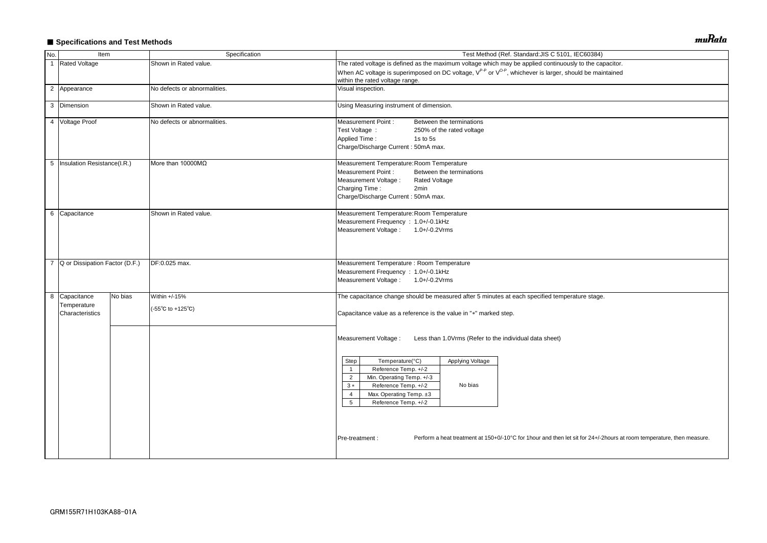## ■ Specifications and Test Methods

| No. | Item | | Specification | Test Method (Ref. Standard:JIS C 5101, IEC60384) |
|---|---|---|---|---|
| 1 | Rated Voltage | | Shown in Rated value. | The rated voltage is defined as the maximum voltage which may be applied continuously to the capacitor.<br>When AC voltage is superimposed on DC voltage, $V^{P-P}$ or $V^{O-P}$, whichever is larger, should be maintained within the rated voltage range. |
| 2 | Appearance | | No defects or abnormalities. | Visual inspection. |
| 3 | Dimension | | Shown in Rated value. | Using Measuring instrument of dimension. |
| 4 | Voltage Proof | | No defects or abnormalities. | Measurement Point : Between the terminations<br>Test Voltage : 250% of the rated voltage<br>Applied Time : 1s to 5s<br>Charge/Discharge Current : 50mA max. |
| 5 | Insulation Resistance(I.R.) | | More than 10000MΩ | Measurement Temperature: Room Temperature<br>Measurement Point : Between the terminations<br>Measurement Voltage : Rated Voltage<br>Charging Time : 2min<br>Charge/Discharge Current : 50mA max. |
| 6 | Capacitance | | Shown in Rated value. | Measurement Temperature: Room Temperature<br>Measurement Frequency : 1.0+/-0.1kHz<br>Measurement Voltage : 1.0+/-0.2Vrms |
| 7 | Q or Dissipation Factor (D.F.) | | DF:0.025 max. | Measurement Temperature : Room Temperature<br>Measurement Frequency : 1.0+/-0.1kHz<br>Measurement Voltage : 1.0+/-0.2Vrms |
| 8 | Capacitance Temperature Characteristics | No bias | Within +/-15%<br>(-55℃ to +125℃) | The capacitance change should be measured after 5 minutes at each specified temperature stage.<br>Capacitance value as a reference is the value in "*" marked step.<br>Measurement Voltage : Less than 1.0Vrms (Refer to the individual data sheet)<br>Pre-treatment : Perform a heat treatment at 150+0/-10°C for 1hour and then let sit for 24+/-2hours at room temperature, then measure. |

| Step | Temperature(°C) | Applying Voltage |
|---|---|---|
| 1 | Reference Temp. +/-2 | No bias |
| 2 | Min. Operating Temp. +/-3 | |
| 3 * | Reference Temp. +/-2 | |
| 4 | Max. Operating Temp. ±3 | |
| 5 | Reference Temp. +/-2 | |

GRM155R71H103KA88-01A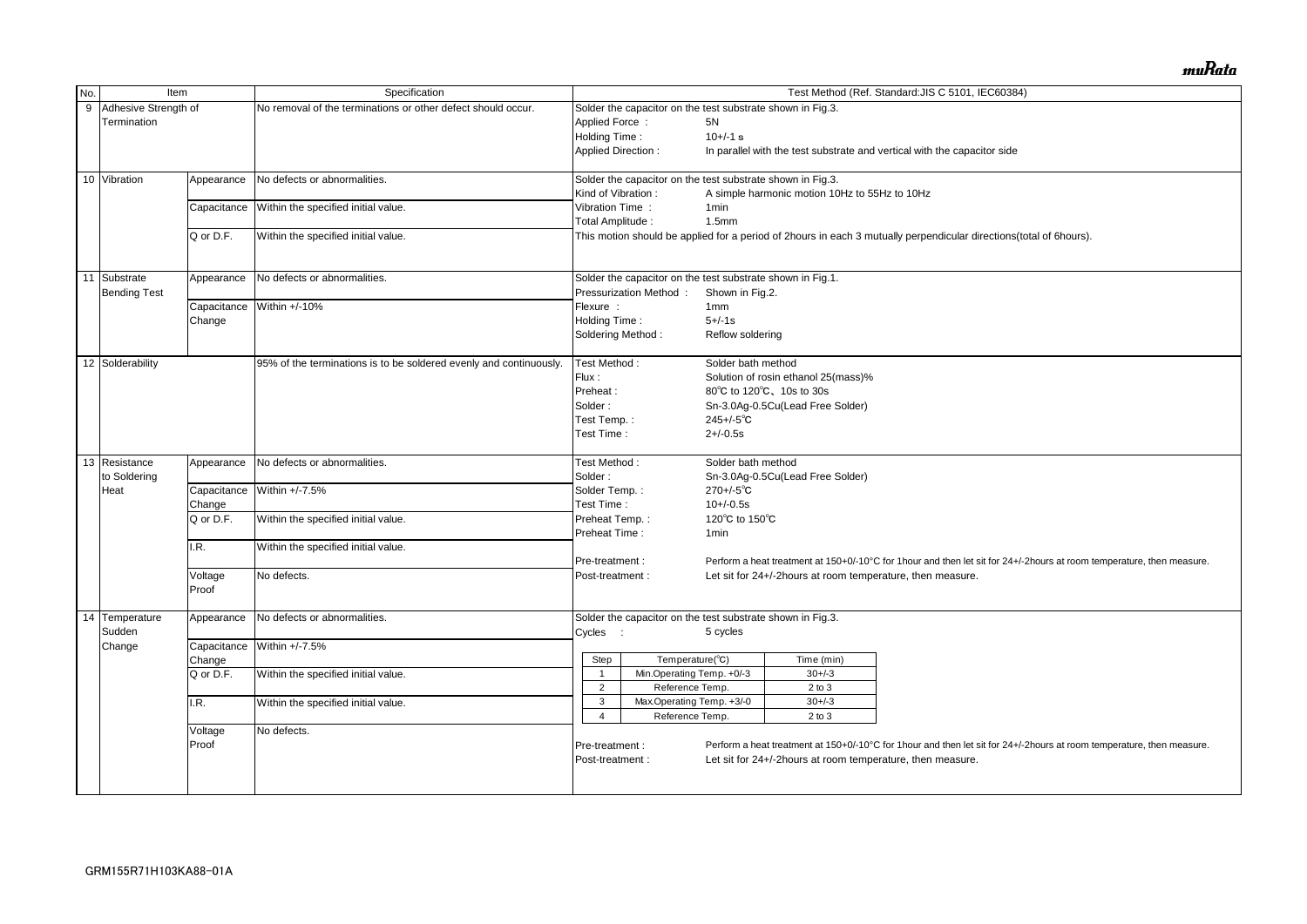| No. | Item | | Specification | Test Method (Ref. Standard:JIS C 5101, IEC60384) |
|---|---|---|---|---|
| 9 | Adhesive Strength of Termination | | No removal of the terminations or other defect should occur. | Solder the capacitor on the test substrate shown in Fig.3.<br>Applied Force : 5N<br>Holding Time : 10+/-1 s<br>Applied Direction : In parallel with the test substrate and vertical with the capacitor side |
| 10 | Vibration | Appearance | No defects or abnormalities. | Solder the capacitor on the test substrate shown in Fig.3.<br>Kind of Vibration : A simple harmonic motion 10Hz to 55Hz to 10Hz<br>Vibration Time : 1min<br>Total Amplitude : 1.5mm<br>This motion should be applied for a period of 2hours in each 3 mutually perpendicular directions(total of 6hours). |
| | | Capacitance | Within the specified initial value. | |
| | | Q or D.F. | Within the specified initial value. | |
| 11 | Substrate Bending Test | Appearance | No defects or abnormalities. | Solder the capacitor on the test substrate shown in Fig.1.<br>Pressurization Method : Shown in Fig.2.<br>Flexure : 1mm<br>Holding Time : 5+/-1s<br>Soldering Method : Reflow soldering |
| | | Capacitance Change | Within +/-10% | |
| 12 | Solderability | | 95% of the terminations is to be soldered evenly and continuously. | Test Method : Solder bath method<br>Flux : Solution of rosin ethanol 25(mass)%<br>Preheat : 80℃ to 120℃、10s to 30s<br>Solder : Sn-3.0Ag-0.5Cu(Lead Free Solder)<br>Test Temp. : 245+/-5℃<br>Test Time : 2+/-0.5s |
| 13 | Resistance to Soldering Heat | Appearance | No defects or abnormalities. | Test Method : Solder bath method<br>Solder : Sn-3.0Ag-0.5Cu(Lead Free Solder)<br>Solder Temp. : 270+/-5℃<br>Test Time : 10+/-0.5s<br>Preheat Temp. : 120℃ to 150℃<br>Preheat Time : 1min<br>Pre-treatment : Perform a heat treatment at 150+0/-10°C for 1hour and then let sit for 24+/-2hours at room temperature, then measure.<br>Post-treatment : Let sit for 24+/-2hours at room temperature, then measure. |
| | | Capacitance Change | Within +/-7.5% | |
| | | Q or D.F. | Within the specified initial value. | |
| | | I.R. | Within the specified initial value. | |
| | | Voltage Proof | No defects. | |
| 14 | Temperature Sudden Change | Appearance | No defects or abnormalities. | Solder the capacitor on the test substrate shown in Fig.3.<br>Cycles : 5 cycles<br>Step 1: Min.Operating Temp. +0/-3 (℃), 30+/-3 (min)<br>Step 2: Reference Temp., 2 to 3 (min)<br>Step 3: Max.Operating Temp. +3/-0 (℃), 30+/-3 (min)<br>Step 4: Reference Temp., 2 to 3 (min)<br>Pre-treatment : Perform a heat treatment at 150+0/-10°C for 1hour and then let sit for 24+/-2hours at room temperature, then measure.<br>Post-treatment : Let sit for 24+/-2hours at room temperature, then measure. |
| | | Capacitance Change | Within +/-7.5% | |
| | | Q or D.F. | Within the specified initial value. | |
| | | I.R. | Within the specified initial value. | |
| | | Voltage Proof | No defects. | |

| Step | Temperature(℃) | Time (min) |
|---|---|---|
| 1 | Min.Operating Temp. +0/-3 | 30+/-3 |
| 2 | Reference Temp. | 2 to 3 |
| 3 | Max.Operating Temp. +3/-0 | 30+/-3 |
| 4 | Reference Temp. | 2 to 3 |

GRM155R71H103KA88-01A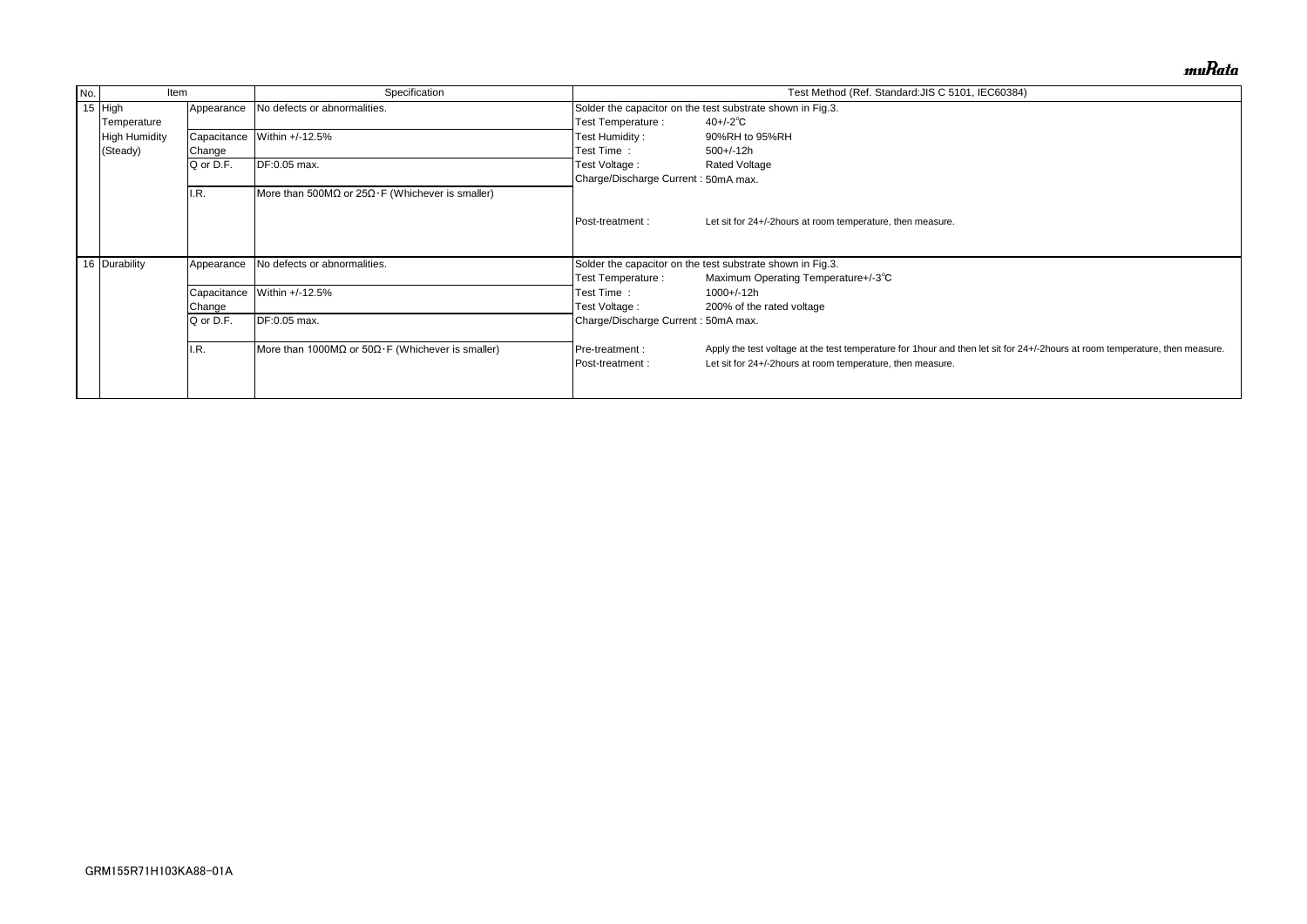| No. | Item | | Specification | Test Method (Ref. Standard:JIS C 5101, IEC60384) |
|---|---|---|---|---|
| 15 | High Temperature High Humidity (Steady) | Appearance | No defects or abnormalities. | Solder the capacitor on the test substrate shown in Fig.3.<br>Test Temperature : 40+/-2℃<br>Test Humidity : 90%RH to 95%RH<br>Test Time : 500+/-12h<br>Test Voltage : Rated Voltage<br>Charge/Discharge Current : 50mA max.<br><br>Post-treatment : Let sit for 24+/-2hours at room temperature, then measure. |
| | | Capacitance Change | Within +/-12.5% | |
| | | Q or D.F. | DF:0.05 max. | |
| | | I.R. | More than 500MΩ or 25Ω·F (Whichever is smaller) | |
| 16 | Durability | Appearance | No defects or abnormalities. | Solder the capacitor on the test substrate shown in Fig.3.<br>Test Temperature : Maximum Operating Temperature+/-3℃<br>Test Time : 1000+/-12h<br>Test Voltage : 200% of the rated voltage<br>Charge/Discharge Current : 50mA max.<br><br>Pre-treatment : Apply the test voltage at the test temperature for 1hour and then let sit for 24+/-2hours at room temperature, then measure.<br>Post-treatment : Let sit for 24+/-2hours at room temperature, then measure. |
| | | Capacitance Change | Within +/-12.5% | |
| | | Q or D.F. | DF:0.05 max. | |
| | | I.R. | More than 1000MΩ or 50Ω·F (Whichever is smaller) | |

GRM155R71H103KA88-01A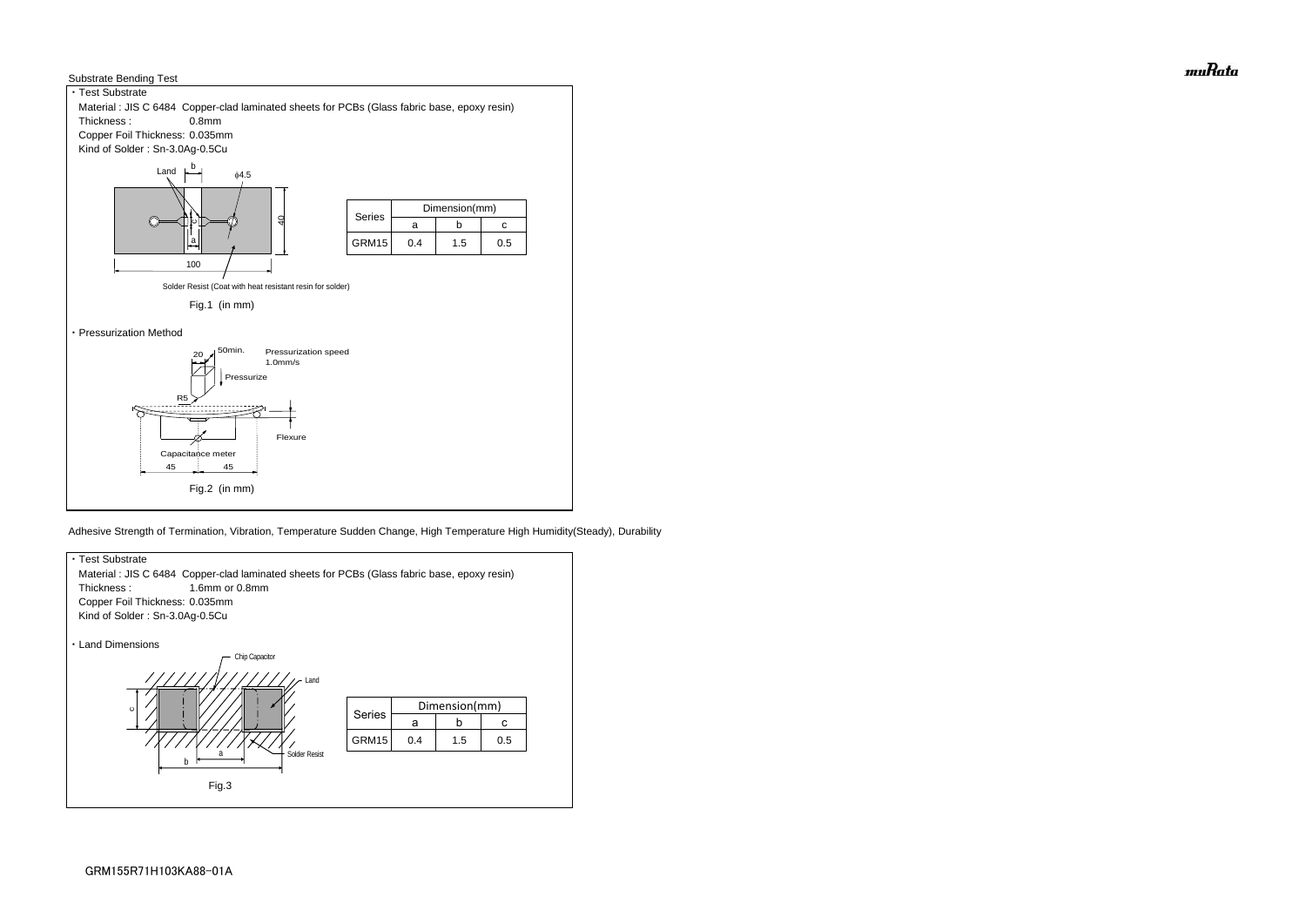Substrate Bending Test

・Test Substrate

Material : JIS C 6484 Copper-clad laminated sheets for PCBs (Glass fabric base, epoxy resin)

Thickness : 0.8mm

Copper Foil Thickness: 0.035mm

Kind of Solder : Sn-3.0Ag-0.5Cu

| Series | Dimension(mm) | | |
|---|---|---|---|
| | a | b | c |
| GRM15 | 0.4 | 1.5 | 0.5 |

Fig.1 (in mm)

・Pressurization Method

Pressurization speed 1.0mm/s

Fig.2 (in mm)

Adhesive Strength of Termination, Vibration, Temperature Sudden Change, High Temperature High Humidity(Steady), Durability

・Test Substrate

Material : JIS C 6484 Copper-clad laminated sheets for PCBs (Glass fabric base, epoxy resin)

Thickness : 1.6mm or 0.8mm

Copper Foil Thickness: 0.035mm

Kind of Solder : Sn-3.0Ag-0.5Cu

・Land Dimensions

| Series | Dimension(mm) | | |
|---|---|---|---|
| | a | b | c |
| GRM15 | 0.4 | 1.5 | 0.5 |

Fig.3

GRM155R71H103KA88-01A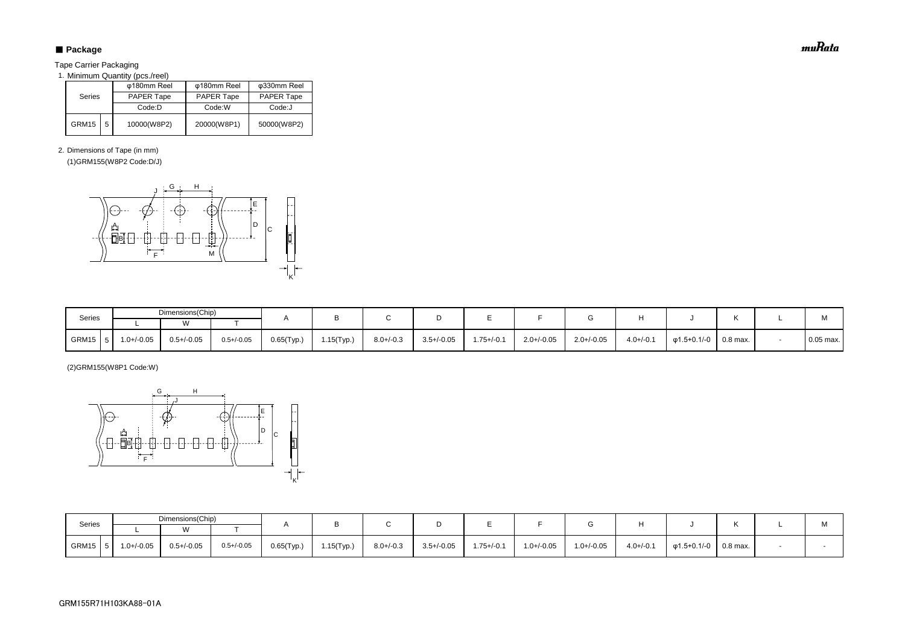## ■ Package

Tape Carrier Packaging

1. Minimum Quantity (pcs./reel)

| Series | | φ180mm Reel PAPER Tape Code:D | φ180mm Reel PAPER Tape Code:W | φ330mm Reel PAPER Tape Code:J |
|---|---|---|---|---|
| GRM15 | 5 | 10000(W8P2) | 20000(W8P1) | 50000(W8P2) |

2. Dimensions of Tape (in mm)

(1)GRM155(W8P2 Code:D/J)

| Series | | Dimensions(Chip) | | | A | B | C | D | E | F | G | H | J | K | L | M |
|---|---|---|---|---|---|---|---|---|---|---|---|---|---|---|---|---|
| | | L | W | T | | | | | | | | | | | | |
| GRM15 | 5 | 1.0+/-0.05 | 0.5+/-0.05 | 0.5+/-0.05 | 0.65(Typ.) | 1.15(Typ.) | 8.0+/-0.3 | 3.5+/-0.05 | 1.75+/-0.1 | 2.0+/-0.05 | 2.0+/-0.05 | 4.0+/-0.1 | φ1.5+0.1/-0 | 0.8 max. | - | 0.05 max. |

(2)GRM155(W8P1 Code:W)

| Series | | Dimensions(Chip) | | | A | B | C | D | E | F | G | H | J | K | L | M |
|---|---|---|---|---|---|---|---|---|---|---|---|---|---|---|---|---|
| | | L | W | T | | | | | | | | | | | | |
| GRM15 | 5 | 1.0+/-0.05 | 0.5+/-0.05 | 0.5+/-0.05 | 0.65(Typ.) | 1.15(Typ.) | 8.0+/-0.3 | 3.5+/-0.05 | 1.75+/-0.1 | 1.0+/-0.05 | 1.0+/-0.05 | 4.0+/-0.1 | φ1.5+0.1/-0 | 0.8 max. | - | - |

GRM155R71H103KA88-01A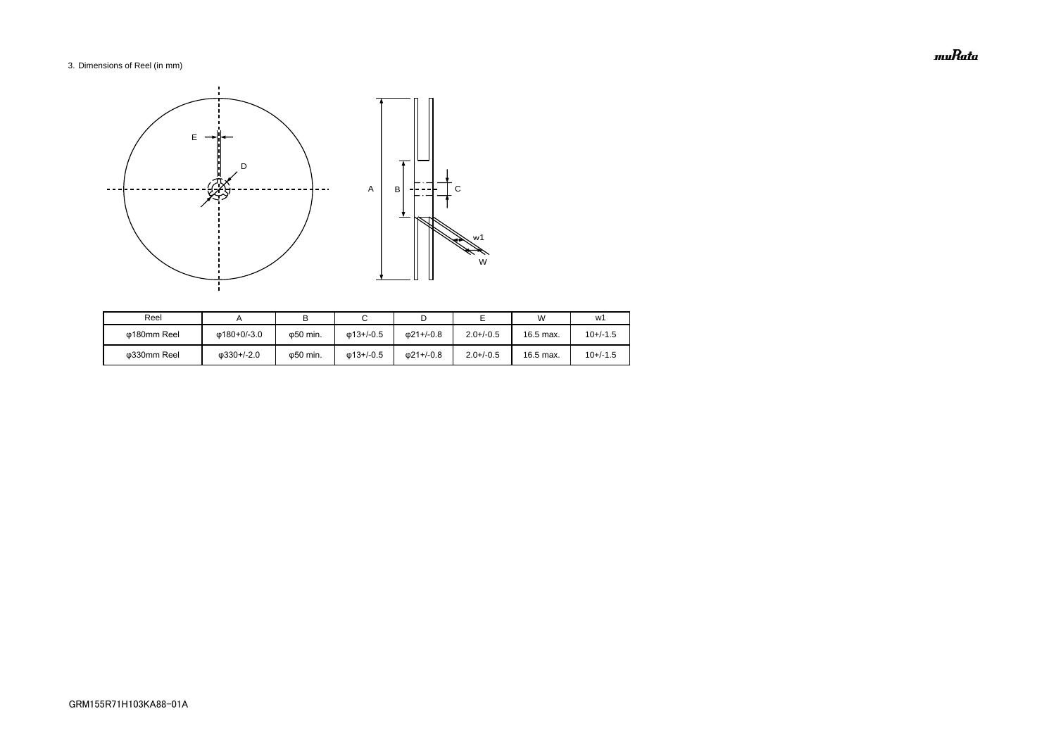3. Dimensions of Reel (in mm)

| Reel | A | B | C | D | E | W | w1 |
|---|---|---|---|---|---|---|---|
| φ180mm Reel | φ180+0/-3.0 | φ50 min. | φ13+/-0.5 | φ21+/-0.8 | 2.0+/-0.5 | 16.5 max. | 10+/-1.5 |
| φ330mm Reel | φ330+/-2.0 | φ50 min. | φ13+/-0.5 | φ21+/-0.8 | 2.0+/-0.5 | 16.5 max. | 10+/-1.5 |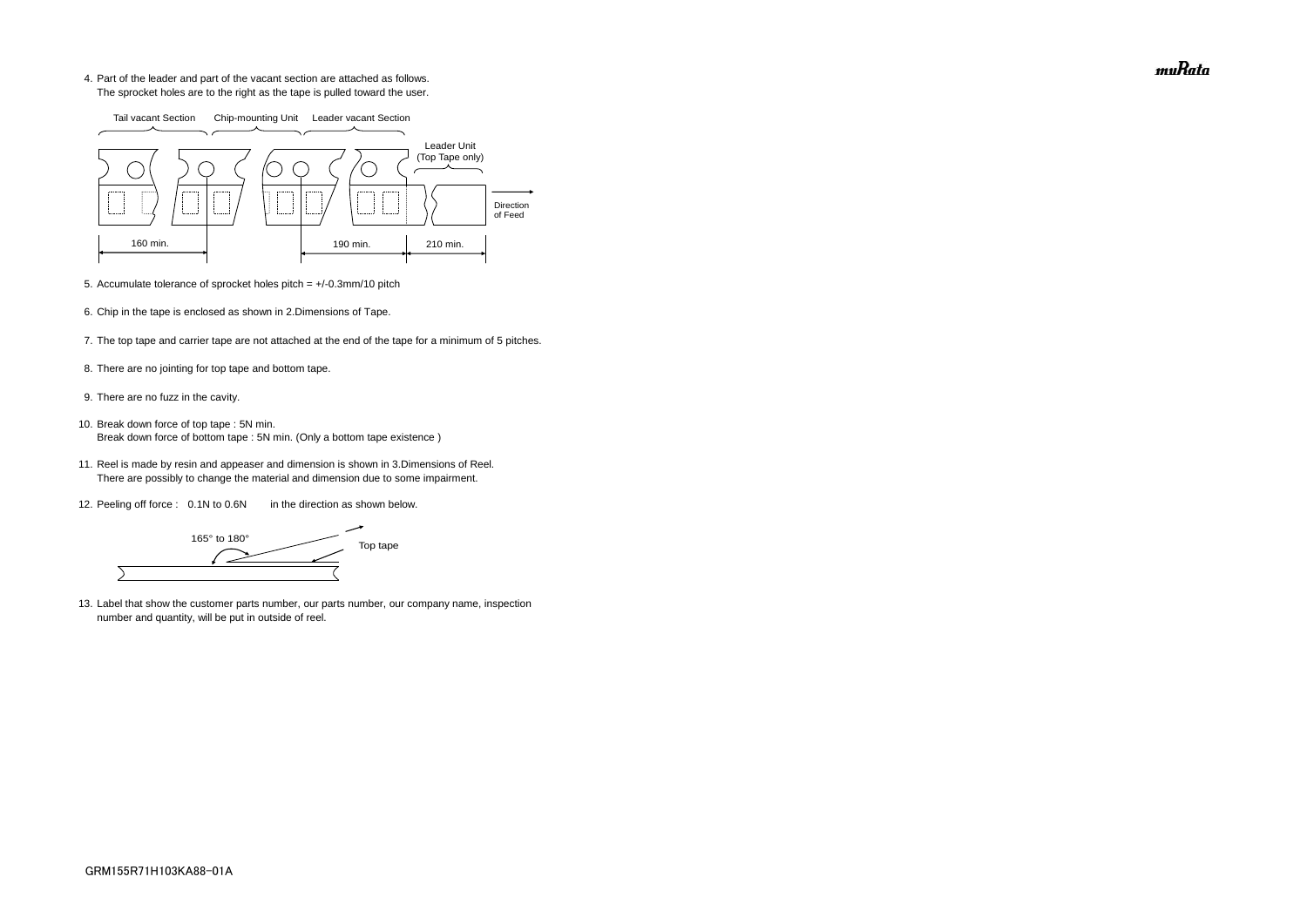4. Part of the leader and part of the vacant section are attached as follows.
   The sprocket holes are to the right as the tape is pulled toward the user.

Tail vacant Section　Chip-mounting Unit　Leader vacant Section

Leader Unit (Top Tape only)

Direction of Feed

160 min.　190 min.　210 min.

5. Accumulate tolerance of sprocket holes pitch = +/-0.3mm/10 pitch

6. Chip in the tape is enclosed as shown in 2.Dimensions of Tape.

7. The top tape and carrier tape are not attached at the end of the tape for a minimum of 5 pitches.

8. There are no jointing for top tape and bottom tape.

9. There are no fuzz in the cavity.

10. Break down force of top tape : 5N min.
    Break down force of bottom tape : 5N min. (Only a bottom tape existence )

11. Reel is made by resin and appeaser and dimension is shown in 3.Dimensions of Reel.
    There are possibly to change the material and dimension due to some impairment.

12. Peeling off force : 0.1N to 0.6N in the direction as shown below.

165° to 180°　Top tape

13. Label that show the customer parts number, our parts number, our company name, inspection number and quantity, will be put in outside of reel.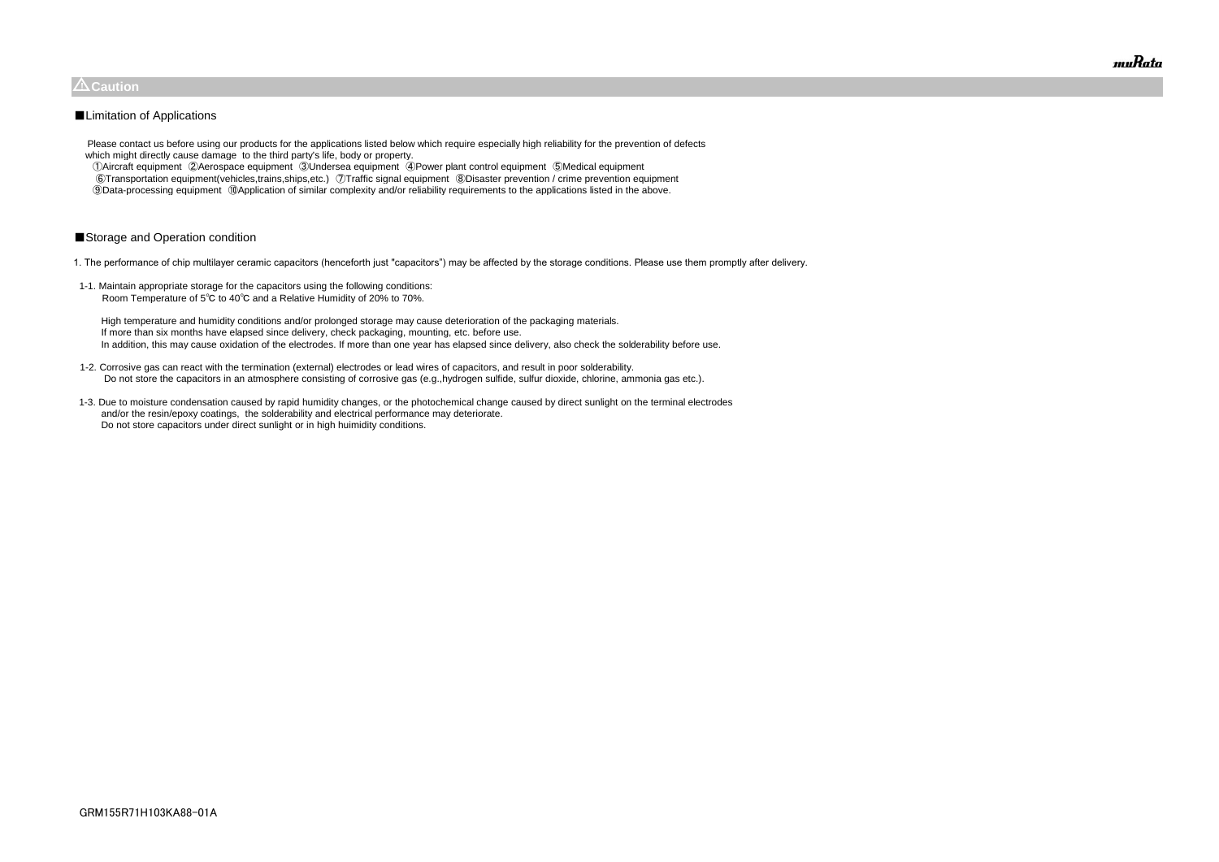## ⚠Caution

### ■Limitation of Applications

Please contact us before using our products for the applications listed below which require especially high reliability for the prevention of defects which might directly cause damage to the third party's life, body or property.

①Aircraft equipment ②Aerospace equipment ③Undersea equipment ④Power plant control equipment ⑤Medical equipment
⑥Transportation equipment(vehicles,trains,ships,etc.) ⑦Traffic signal equipment ⑧Disaster prevention / crime prevention equipment
⑨Data-processing equipment ⑩Application of similar complexity and/or reliability requirements to the applications listed in the above.

### ■Storage and Operation condition

1. The performance of chip multilayer ceramic capacitors (henceforth just "capacitors") may be affected by the storage conditions. Please use them promptly after delivery.

1-1. Maintain appropriate storage for the capacitors using the following conditions:
Room Temperature of 5℃ to 40℃ and a Relative Humidity of 20% to 70%.

High temperature and humidity conditions and/or prolonged storage may cause deterioration of the packaging materials.
If more than six months have elapsed since delivery, check packaging, mounting, etc. before use.
In addition, this may cause oxidation of the electrodes. If more than one year has elapsed since delivery, also check the solderability before use.

1-2. Corrosive gas can react with the termination (external) electrodes or lead wires of capacitors, and result in poor solderability.
Do not store the capacitors in an atmosphere consisting of corrosive gas (e.g.,hydrogen sulfide, sulfur dioxide, chlorine, ammonia gas etc.).

1-3. Due to moisture condensation caused by rapid humidity changes, or the photochemical change caused by direct sunlight on the terminal electrodes and/or the resin/epoxy coatings, the solderability and electrical performance may deteriorate.
Do not store capacitors under direct sunlight or in high huimidity conditions.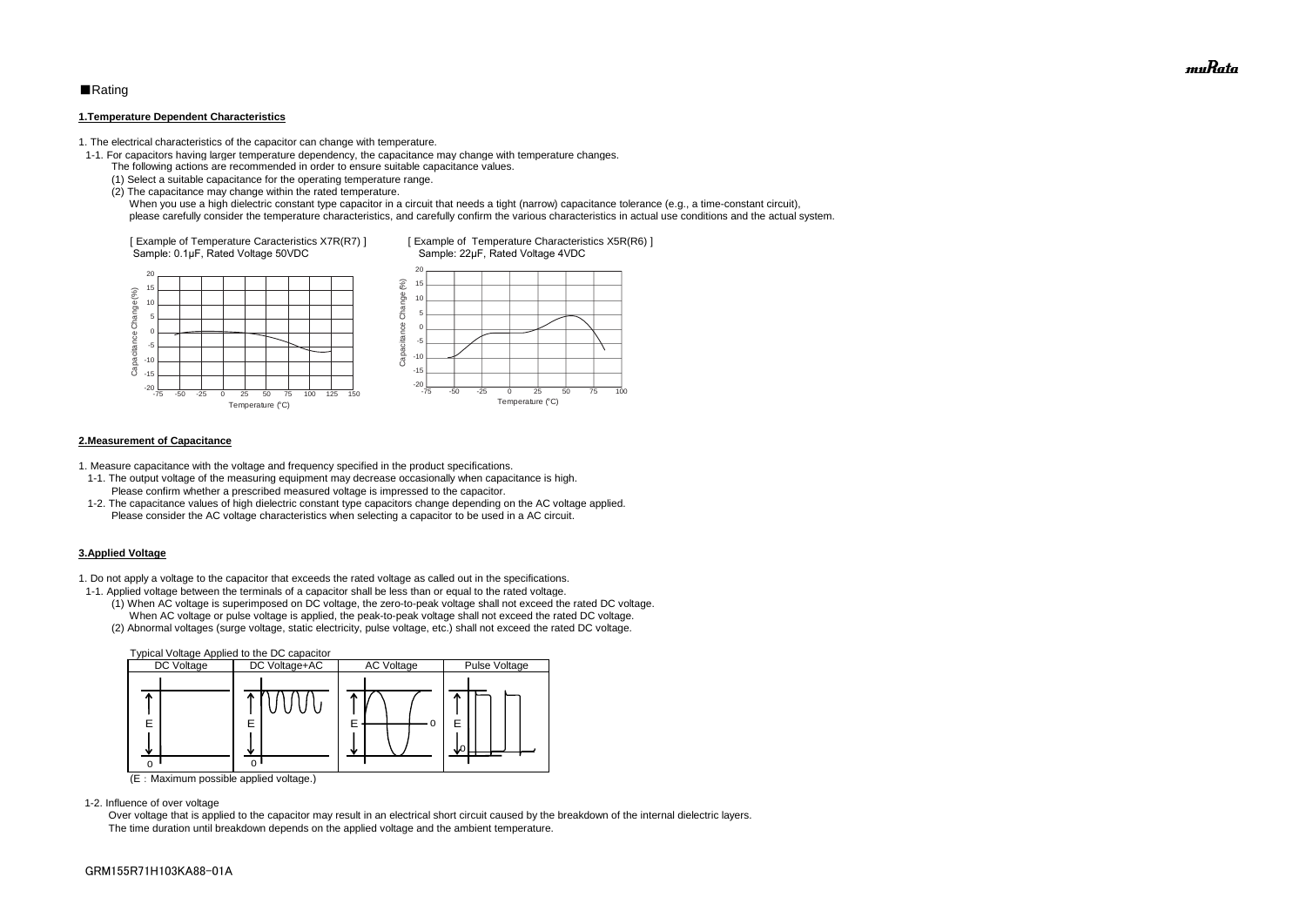■Rating

**1.Temperature Dependent Characteristics**

1. The electrical characteristics of the capacitor can change with temperature.
  1-1. For capacitors having larger temperature dependency, the capacitance may change with temperature changes.
      The following actions are recommended in order to ensure suitable capacitance values.
      (1) Select a suitable capacitance for the operating temperature range.
      (2) The capacitance may change within the rated temperature.
          When you use a high dielectric constant type capacitor in a circuit that needs a tight (narrow) capacitance tolerance (e.g., a time-constant circuit),
          please carefully consider the temperature characteristics, and carefully confirm the various characteristics in actual use conditions and the actual system.

[ Example of Temperature Caracteristics X7R(R7) ]
Sample: 0.1μF, Rated Voltage 50VDC

[ Example of Temperature Characteristics X5R(R6) ]
Sample: 22μF, Rated Voltage 4VDC

**2.Measurement of Capacitance**

1. Measure capacitance with the voltage and frequency specified in the product specifications.
  1-1. The output voltage of the measuring equipment may decrease occasionally when capacitance is high.
      Please confirm whether a prescribed measured voltage is impressed to the capacitor.
  1-2. The capacitance values of high dielectric constant type capacitors change depending on the AC voltage applied.
      Please consider the AC voltage characteristics when selecting a capacitor to be used in a AC circuit.

**3.Applied Voltage**

1. Do not apply a voltage to the capacitor that exceeds the rated voltage as called out in the specifications.
  1-1. Applied voltage between the terminals of a capacitor shall be less than or equal to the rated voltage.
      (1) When AC voltage is superimposed on DC voltage, the zero-to-peak voltage shall not exceed the rated DC voltage.
          When AC voltage or pulse voltage is applied, the peak-to-peak voltage shall not exceed the rated DC voltage.
      (2) Abnormal voltages (surge voltage, static electricity, pulse voltage, etc.) shall not exceed the rated DC voltage.

Typical Voltage Applied to the DC capacitor

| DC Voltage | DC Voltage+AC | AC Voltage | Pulse Voltage |
| --- | --- | --- | --- |
| E, 0 | E, 0 | E, 0 | E, 0 |

(E：Maximum possible applied voltage.)

  1-2. Influence of over voltage
      Over voltage that is applied to the capacitor may result in an electrical short circuit caused by the breakdown of the internal dielectric layers.
      The time duration until breakdown depends on the applied voltage and the ambient temperature.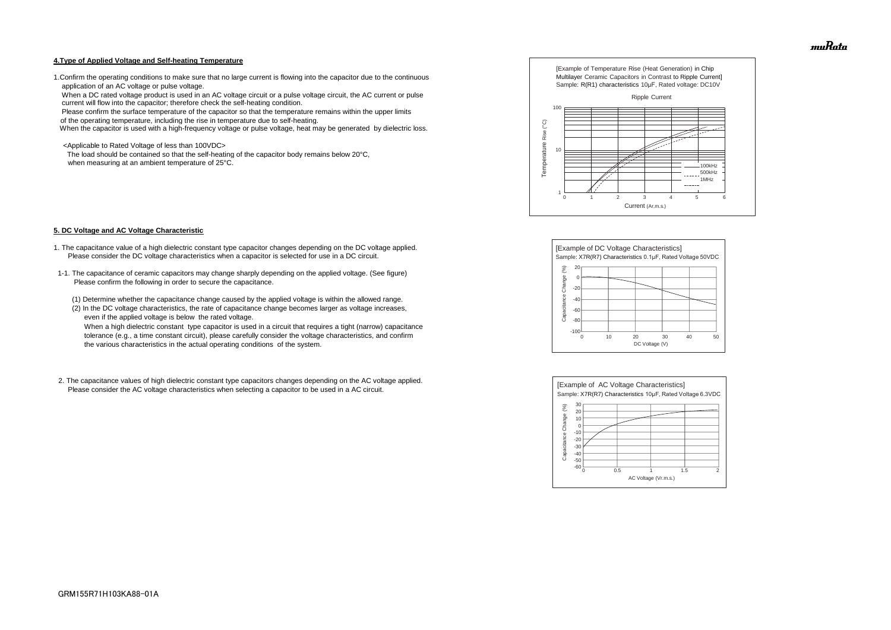### 4.Type of Applied Voltage and Self-heating Temperature

1.Confirm the operating conditions to make sure that no large current is flowing into the capacitor due to the continuous application of an AC voltage or pulse voltage.
When a DC rated voltage product is used in an AC voltage circuit or a pulse voltage circuit, the AC current or pulse current will flow into the capacitor; therefore check the self-heating condition.
Please confirm the surface temperature of the capacitor so that the temperature remains within the upper limits of the operating temperature, including the rise in temperature due to self-heating.
When the capacitor is used with a high-frequency voltage or pulse voltage, heat may be generated by dielectric loss.

<Applicable to Rated Voltage of less than 100VDC>
The load should be contained so that the self-heating of the capacitor body remains below 20°C, when measuring at an ambient temperature of 25°C.

[Example of Temperature Rise (Heat Generation) in Chip Multilayer Ceramic Capacitors in Contrast to Ripple Current]
Sample: R(R1) characteristics 10μF, Rated voltage: DC10V

### 5. DC Voltage and AC Voltage Characteristic

1. The capacitance value of a high dielectric constant type capacitor changes depending on the DC voltage applied. Please consider the DC voltage characteristics when a capacitor is selected for use in a DC circuit.

1-1. The capacitance of ceramic capacitors may change sharply depending on the applied voltage. (See figure) Please confirm the following in order to secure the capacitance.

(1) Determine whether the capacitance change caused by the applied voltage is within the allowed range.
(2) In the DC voltage characteristics, the rate of capacitance change becomes larger as voltage increases, even if the applied voltage is below the rated voltage.
When a high dielectric constant type capacitor is used in a circuit that requires a tight (narrow) capacitance tolerance (e.g., a time constant circuit), please carefully consider the voltage characteristics, and confirm the various characteristics in the actual operating conditions of the system.

[Example of DC Voltage Characteristics]
Sample: X7R(R7) Characteristics 0.1μF, Rated Voltage 50VDC

2. The capacitance values of high dielectric constant type capacitors changes depending on the AC voltage applied. Please consider the AC voltage characteristics when selecting a capacitor to be used in a AC circuit.

[Example of AC Voltage Characteristics]
Sample: X7R(R7) Characteristics 10μF, Rated Voltage 6.3VDC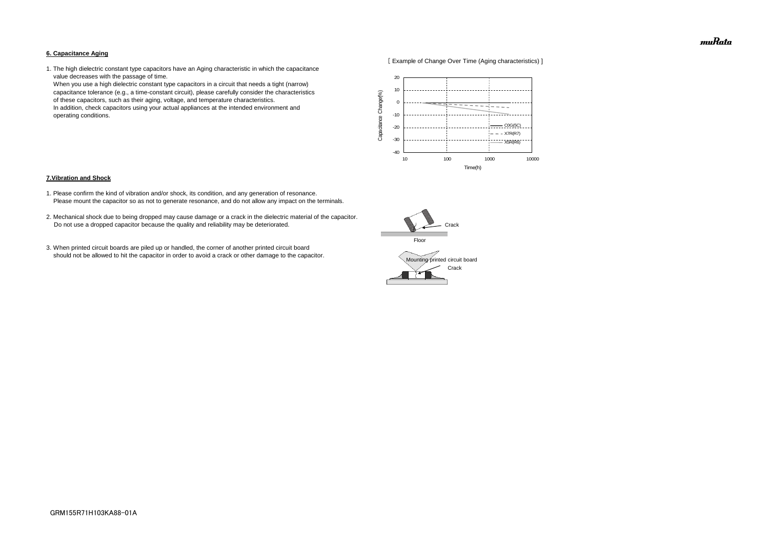#### 6. Capacitance Aging

1. The high dielectric constant type capacitors have an Aging characteristic in which the capacitance value decreases with the passage of time.
   When you use a high dielectric constant type capacitors in a circuit that needs a tight (narrow) capacitance tolerance (e.g., a time-constant circuit), please carefully consider the characteristics of these capacitors, such as their aging, voltage, and temperature characteristics.
   In addition, check capacitors using your actual appliances at the intended environment and operating conditions.

[ Example of Change Over Time (Aging characteristics) ]

#### 7.Vibration and Shock

1. Please confirm the kind of vibration and/or shock, its condition, and any generation of resonance.
   Please mount the capacitor so as not to generate resonance, and do not allow any impact on the terminals.

2. Mechanical shock due to being dropped may cause damage or a crack in the dielectric material of the capacitor.
   Do not use a dropped capacitor because the quality and reliability may be deteriorated.

3. When printed circuit boards are piled up or handled, the corner of another printed circuit board should not be allowed to hit the capacitor in order to avoid a crack or other damage to the capacitor.

GRM155R71H103KA88-01A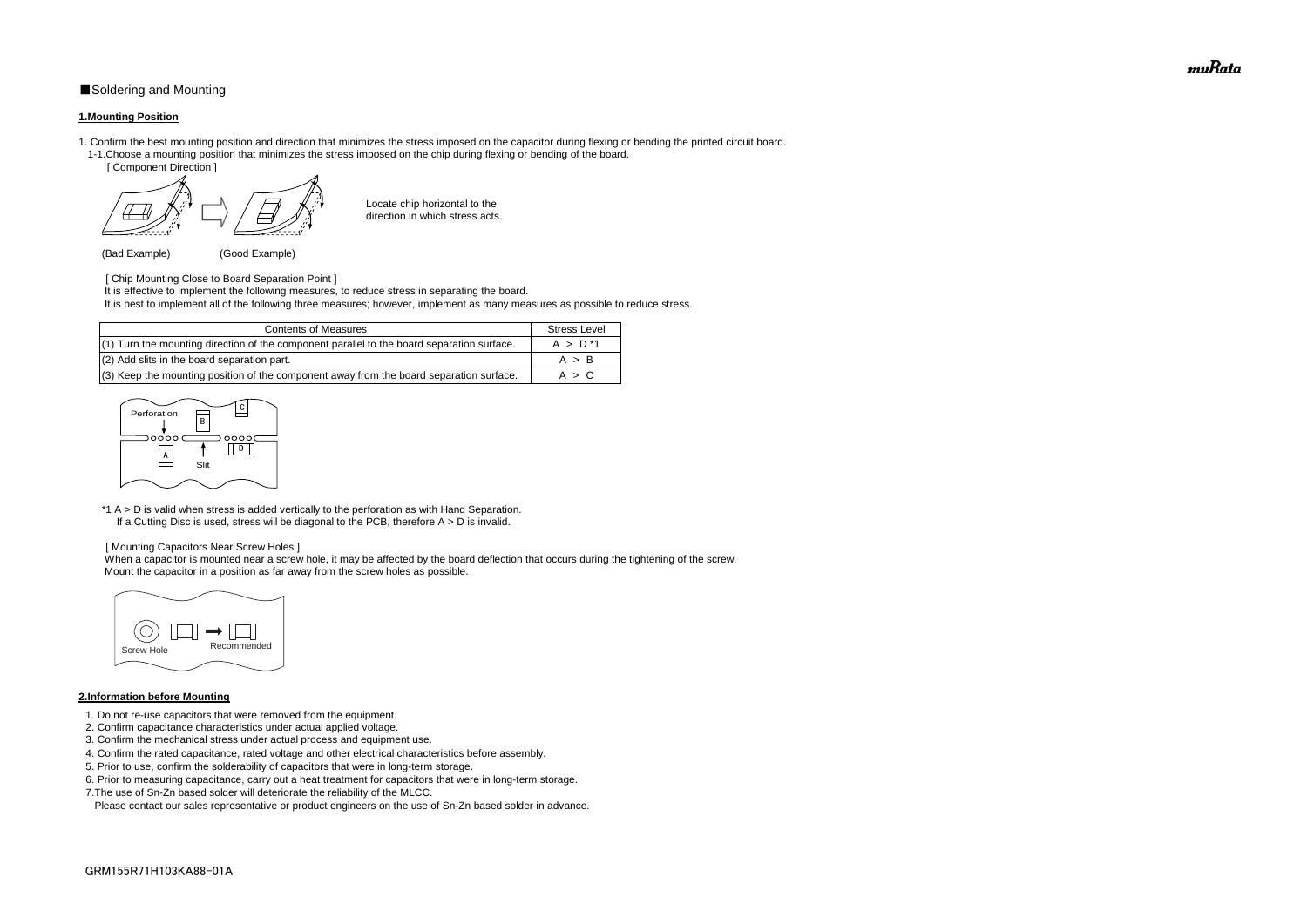■Soldering and Mounting

**1.Mounting Position**

1. Confirm the best mounting position and direction that minimizes the stress imposed on the capacitor during flexing or bending the printed circuit board.
  1-1.Choose a mounting position that minimizes the stress imposed on the chip during flexing or bending of the board.

[ Component Direction ]

Locate chip horizontal to the direction in which stress acts.

(Bad Example) (Good Example)

[ Chip Mounting Close to Board Separation Point ]

It is effective to implement the following measures, to reduce stress in separating the board.

It is best to implement all of the following three measures; however, implement as many measures as possible to reduce stress.

| Contents of Measures | Stress Level |
|---|---|
| (1) Turn the mounting direction of the component parallel to the board separation surface. | A > D *1 |
| (2) Add slits in the board separation part. | A > B |
| (3) Keep the mounting position of the component away from the board separation surface. | A > C |

Perforation B C A Slit D

*1 A > D is valid when stress is added vertically to the perforation as with Hand Separation.
If a Cutting Disc is used, stress will be diagonal to the PCB, therefore A > D is invalid.

[ Mounting Capacitors Near Screw Holes ]

When a capacitor is mounted near a screw hole, it may be affected by the board deflection that occurs during the tightening of the screw.
Mount the capacitor in a position as far away from the screw holes as possible.

Screw Hole Recommended

**2.Information before Mounting**

1. Do not re-use capacitors that were removed from the equipment.
2. Confirm capacitance characteristics under actual applied voltage.
3. Confirm the mechanical stress under actual process and equipment use.
4. Confirm the rated capacitance, rated voltage and other electrical characteristics before assembly.
5. Prior to use, confirm the solderability of capacitors that were in long-term storage.
6. Prior to measuring capacitance, carry out a heat treatment for capacitors that were in long-term storage.
7. The use of Sn-Zn based solder will deteriorate the reliability of the MLCC.
   Please contact our sales representative or product engineers on the use of Sn-Zn based solder in advance.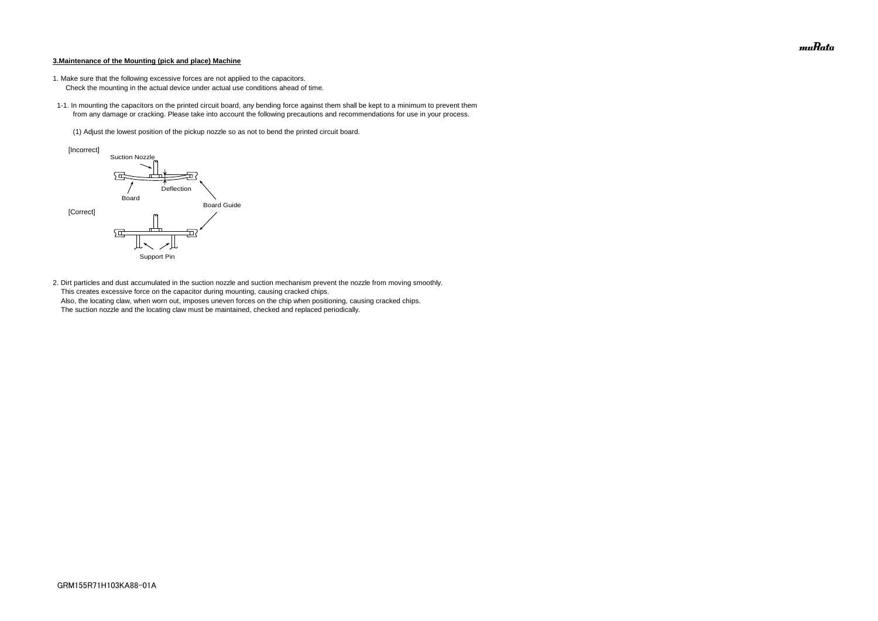**3.Maintenance of the Mounting (pick and place) Machine**

1. Make sure that the following excessive forces are not applied to the capacitors.
   Check the mounting in the actual device under actual use conditions ahead of time.

1-1. In mounting the capacitors on the printed circuit board, any bending force against them shall be kept to a minimum to prevent them from any damage or cracking. Please take into account the following precautions and recommendations for use in your process.

(1) Adjust the lowest position of the pickup nozzle so as not to bend the printed circuit board.

[Incorrect]

Suction Nozzle

Deflection

Board

Board Guide

[Correct]

Support Pin

2. Dirt particles and dust accumulated in the suction nozzle and suction mechanism prevent the nozzle from moving smoothly.
   This creates excessive force on the capacitor during mounting, causing cracked chips.
   Also, the locating claw, when worn out, imposes uneven forces on the chip when positioning, causing cracked chips.
   The suction nozzle and the locating claw must be maintained, checked and replaced periodically.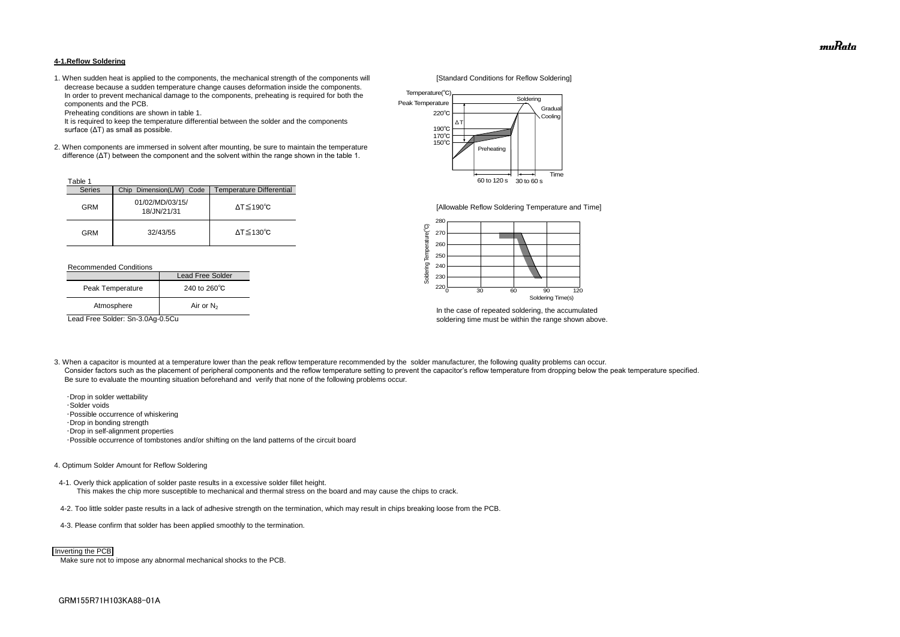### 4-1.Reflow Soldering

1. When sudden heat is applied to the components, the mechanical strength of the components will decrease because a sudden temperature change causes deformation inside the components. In order to prevent mechanical damage to the components, preheating is required for both the components and the PCB.
   Preheating conditions are shown in table 1.
   It is required to keep the temperature differential between the solder and the components surface (ΔT) as small as possible.

2. When components are immersed in solvent after mounting, be sure to maintain the temperature difference (ΔT) between the component and the solvent within the range shown in the table 1.

Table 1

| Series | Chip Dimension(L/W) Code | Temperature Differential |
|---|---|---|
| GRM | 01/02/MD/03/15/ 18/JN/21/31 | ΔT≦190℃ |
| GRM | 32/43/55 | ΔT≦130℃ |

Recommended Conditions

| | Lead Free Solder |
|---|---|
| Peak Temperature | 240 to 260℃ |
| Atmosphere | Air or $N_2$ |

Lead Free Solder: Sn-3.0Ag-0.5Cu

[Standard Conditions for Reflow Soldering]

Temperature(℃), Peak Temperature, 220℃, 190℃, 170℃, 150℃, ΔT, Soldering, Gradual Cooling, Preheating, Time, 60 to 120 s, 30 to 60 s

[Allowable Reflow Soldering Temperature and Time]

Soldering Temperature(℃): 220–280; Soldering Time(s): 0–120

In the case of repeated soldering, the accumulated soldering time must be within the range shown above.

3. When a capacitor is mounted at a temperature lower than the peak reflow temperature recommended by the solder manufacturer, the following quality problems can occur.
   Consider factors such as the placement of peripheral components and the reflow temperature setting to prevent the capacitor's reflow temperature from dropping below the peak temperature specified.
   Be sure to evaluate the mounting situation beforehand and verify that none of the following problems occur.

   - ・Drop in solder wettability
   - ・Solder voids
   - ・Possible occurrence of whiskering
   - ・Drop in bonding strength
   - ・Drop in self-alignment properties
   - ・Possible occurrence of tombstones and/or shifting on the land patterns of the circuit board

4. Optimum Solder Amount for Reflow Soldering

   4-1. Overly thick application of solder paste results in a excessive solder fillet height.
   This makes the chip more susceptible to mechanical and thermal stress on the board and may cause the chips to crack.

   4-2. Too little solder paste results in a lack of adhesive strength on the termination, which may result in chips breaking loose from the PCB.

   4-3. Please confirm that solder has been applied smoothly to the termination.

Inverting the PCB

Make sure not to impose any abnormal mechanical shocks to the PCB.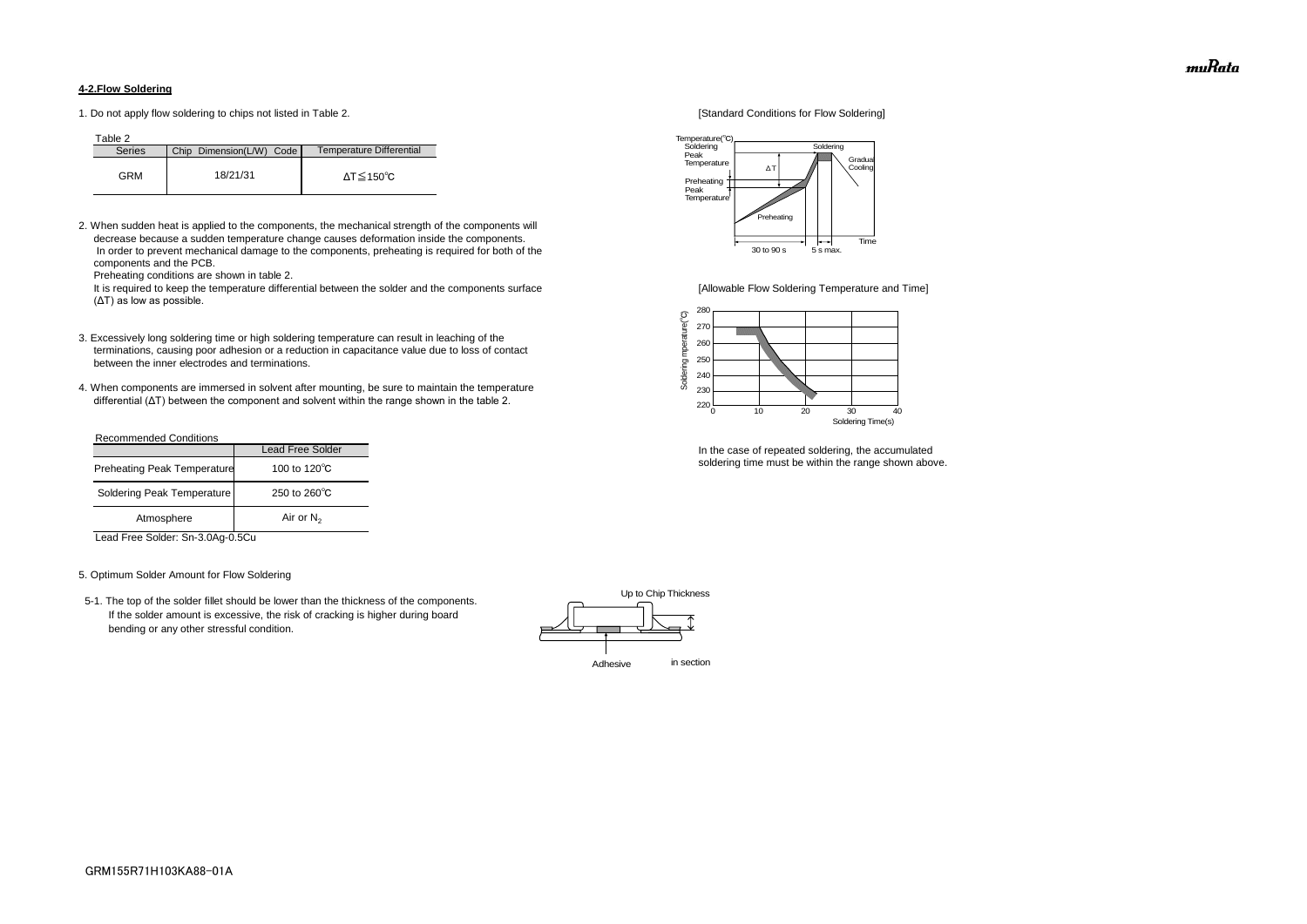#### 4-2.Flow Soldering

1. Do not apply flow soldering to chips not listed in Table 2.

Table 2

| Series | Chip Dimension(L/W) Code | Temperature Differential |
|---|---|---|
| GRM | 18/21/31 | ΔT≦150℃ |

2. When sudden heat is applied to the components, the mechanical strength of the components will decrease because a sudden temperature change causes deformation inside the components. In order to prevent mechanical damage to the components, preheating is required for both of the components and the PCB.
   Preheating conditions are shown in table 2.
   It is required to keep the temperature differential between the solder and the components surface (ΔT) as low as possible.

3. Excessively long soldering time or high soldering temperature can result in leaching of the terminations, causing poor adhesion or a reduction in capacitance value due to loss of contact between the inner electrodes and terminations.

4. When components are immersed in solvent after mounting, be sure to maintain the temperature differential (ΔT) between the component and solvent within the range shown in the table 2.

Recommended Conditions

| | Lead Free Solder |
|---|---|
| Preheating Peak Temperature | 100 to 120℃ |
| Soldering Peak Temperature | 250 to 260℃ |
| Atmosphere | Air or $N_2$ |

Lead Free Solder: Sn-3.0Ag-0.5Cu

[Standard Conditions for Flow Soldering]

[Allowable Flow Soldering Temperature and Time]

In the case of repeated soldering, the accumulated soldering time must be within the range shown above.

5. Optimum Solder Amount for Flow Soldering

5-1. The top of the solder fillet should be lower than the thickness of the components. If the solder amount is excessive, the risk of cracking is higher during board bending or any other stressful condition.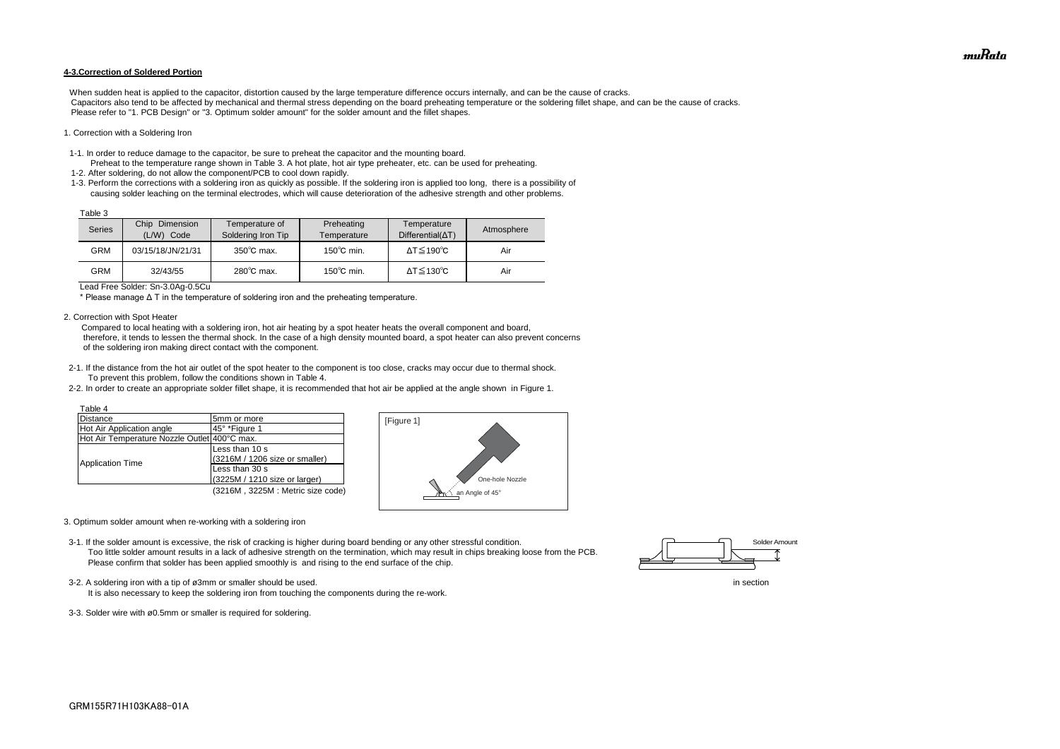#### 4-3.Correction of Soldered Portion

When sudden heat is applied to the capacitor, distortion caused by the large temperature difference occurs internally, and can be the cause of cracks.
Capacitors also tend to be affected by mechanical and thermal stress depending on the board preheating temperature or the soldering fillet shape, and can be the cause of cracks.
Please refer to "1. PCB Design" or "3. Optimum solder amount" for the solder amount and the fillet shapes.

1. Correction with a Soldering Iron

1-1. In order to reduce damage to the capacitor, be sure to preheat the capacitor and the mounting board.
Preheat to the temperature range shown in Table 3. A hot plate, hot air type preheater, etc. can be used for preheating.

1-2. After soldering, do not allow the component/PCB to cool down rapidly.

1-3. Perform the corrections with a soldering iron as quickly as possible. If the soldering iron is applied too long, there is a possibility of causing solder leaching on the terminal electrodes, which will cause deterioration of the adhesive strength and other problems.

Table 3

| Series | Chip Dimension (L/W) Code | Temperature of Soldering Iron Tip | Preheating Temperature | Temperature Differential(ΔT) | Atmosphere |
|---|---|---|---|---|---|
| GRM | 03/15/18/JN/21/31 | 350℃ max. | 150℃ min. | ΔT≦190℃ | Air |
| GRM | 32/43/55 | 280℃ max. | 150℃ min. | ΔT≦130℃ | Air |

Lead Free Solder: Sn-3.0Ag-0.5Cu

* Please manage Δ T in the temperature of soldering iron and the preheating temperature.

2. Correction with Spot Heater

Compared to local heating with a soldering iron, hot air heating by a spot heater heats the overall component and board, therefore, it tends to lessen the thermal shock. In the case of a high density mounted board, a spot heater can also prevent concerns of the soldering iron making direct contact with the component.

2-1. If the distance from the hot air outlet of the spot heater to the component is too close, cracks may occur due to thermal shock.
To prevent this problem, follow the conditions shown in Table 4.

2-2. In order to create an appropriate solder fillet shape, it is recommended that hot air be applied at the angle shown in Figure 1.

Table 4

| Distance | 5mm or more |
|---|---|
| Hot Air Application angle | 45° *Figure 1 |
| Hot Air Temperature Nozzle Outlet | 400°C max. |
| Application Time | Less than 10 s (3216M / 1206 size or smaller) |
| | Less than 30 s (3225M / 1210 size or larger) |

(3216M , 3225M : Metric size code)

[Figure 1]

One-hole Nozzle

an Angle of 45°

3. Optimum solder amount when re-working with a soldering iron

3-1. If the solder amount is excessive, the risk of cracking is higher during board bending or any other stressful condition.
Too little solder amount results in a lack of adhesive strength on the termination, which may result in chips breaking loose from the PCB.
Please confirm that solder has been applied smoothly is and rising to the end surface of the chip.

Solder Amount

in section

3-2. A soldering iron with a tip of ø3mm or smaller should be used.
It is also necessary to keep the soldering iron from touching the components during the re-work.

3-3. Solder wire with ø0.5mm or smaller is required for soldering.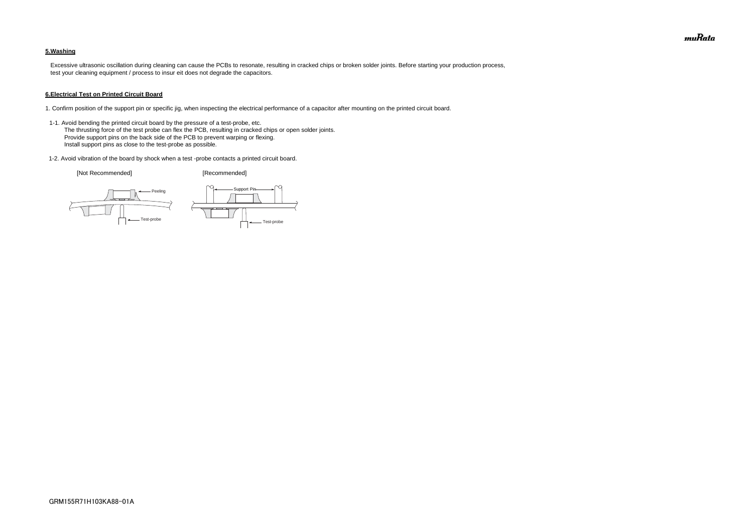**5.Washing**

Excessive ultrasonic oscillation during cleaning can cause the PCBs to resonate, resulting in cracked chips or broken solder joints. Before starting your production process, test your cleaning equipment / process to insur eit does not degrade the capacitors.

**6.Electrical Test on Printed Circuit Board**

1. Confirm position of the support pin or specific jig, when inspecting the electrical performance of a capacitor after mounting on the printed circuit board.

1-1. Avoid bending the printed circuit board by the pressure of a test-probe, etc.
The thrusting force of the test probe can flex the PCB, resulting in cracked chips or open solder joints.
Provide support pins on the back side of the PCB to prevent warping or flexing.
Install support pins as close to the test-probe as possible.

1-2. Avoid vibration of the board by shock when a test -probe contacts a printed circuit board.

[Not Recommended]　　　　　　　　[Recommended]

Peeling　　Test-probe　　Support Pin　　Test-probe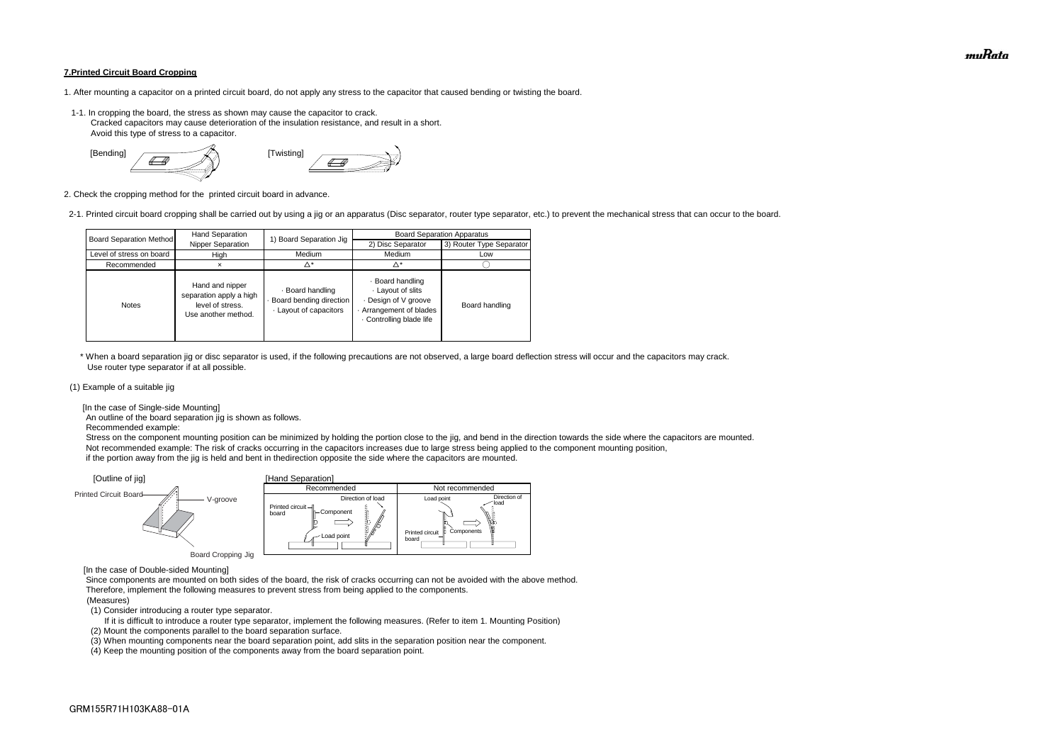**7.Printed Circuit Board Cropping**

1. After mounting a capacitor on a printed circuit board, do not apply any stress to the capacitor that caused bending or twisting the board.

1-1. In cropping the board, the stress as shown may cause the capacitor to crack.
Cracked capacitors may cause deterioration of the insulation resistance, and result in a short.
Avoid this type of stress to a capacitor.

[Bending] [Twisting]

2. Check the cropping method for the printed circuit board in advance.

2-1. Printed circuit board cropping shall be carried out by using a jig or an apparatus (Disc separator, router type separator, etc.) to prevent the mechanical stress that can occur to the board.

| Board Separation Method | Hand Separation Nipper Separation | 1) Board Separation Jig | Board Separation Apparatus | |
|---|---|---|---|---|
| | | | 2) Disc Separator | 3) Router Type Separator |
| Level of stress on board | High | Medium | Medium | Low |
| Recommended | × | △* | △* | 〇 |
| Notes | Hand and nipper separation apply a high level of stress. Use another method. | · Board handling<br>· Board bending direction<br>· Layout of capacitors | · Board handling<br>· Layout of slits<br>· Design of V groove<br>· Arrangement of blades<br>· Controlling blade life | Board handling |

\* When a board separation jig or disc separator is used, if the following precautions are not observed, a large board deflection stress will occur and the capacitors may crack.
Use router type separator if at all possible.

(1) Example of a suitable jig

[In the case of Single-side Mounting]
An outline of the board separation jig is shown as follows.
Recommended example:
Stress on the component mounting position can be minimized by holding the portion close to the jig, and bend in the direction towards the side where the capacitors are mounted.
Not recommended example: The risk of cracks occurring in the capacitors increases due to large stress being applied to the component mounting position,
if the portion away from the jig is held and bent in thedirection opposite the side where the capacitors are mounted.

[Outline of jig]

Printed Circuit Board — V-groove — Board Cropping Jig

[Hand Separation]

| Recommended | Not recommended |
|---|---|
| Printed circuit board / Component / Load point / Direction of load | Load point / Direction of load / Printed circuit board / Components |

[In the case of Double-sided Mounting]
Since components are mounted on both sides of the board, the risk of cracks occurring can not be avoided with the above method.
Therefore, implement the following measures to prevent stress from being applied to the components.
(Measures)
(1) Consider introducing a router type separator.
If it is difficult to introduce a router type separator, implement the following measures. (Refer to item 1. Mounting Position)
(2) Mount the components parallel to the board separation surface.
(3) When mounting components near the board separation point, add slits in the separation position near the component.
(4) Keep the mounting position of the components away from the board separation point.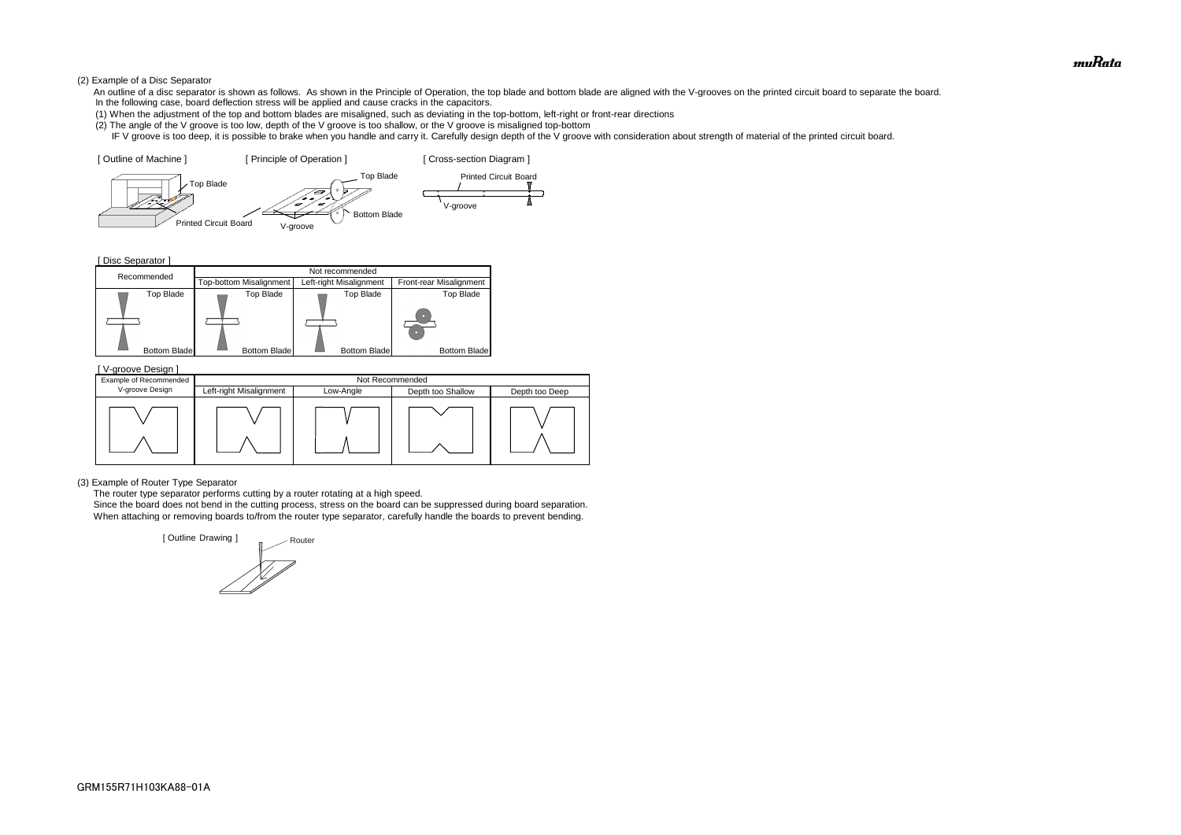(2) Example of a Disc Separator

An outline of a disc separator is shown as follows. As shown in the Principle of Operation, the top blade and bottom blade are aligned with the V-grooves on the printed circuit board to separate the board.
In the following case, board deflection stress will be applied and cause cracks in the capacitors.

(1) When the adjustment of the top and bottom blades are misaligned, such as deviating in the top-bottom, left-right or front-rear directions

(2) The angle of the V groove is too low, depth of the V groove is too shallow, or the V groove is misaligned top-bottom

IF V groove is too deep, it is possible to brake when you handle and carry it. Carefully design depth of the V groove with consideration about strength of material of the printed circuit board.

[ Outline of Machine ] [ Principle of Operation ] [ Cross-section Diagram ]

Top Blade
Printed Circuit Board
V-groove
Top Blade
Bottom Blade
Printed Circuit Board
V-groove

[ Disc Separator ]

| Recommended | Not recommended | | |
|---|---|---|---|
| | Top-bottom Misalignment | Left-right Misalignment | Front-rear Misalignment |
| Top Blade / Bottom Blade | Top Blade / Bottom Blade | Top Blade / Bottom Blade | Top Blade / Bottom Blade |

[ V-groove Design ]

| Example of Recommended V-groove Design | Not Recommended | | | |
|---|---|---|---|---|
| | Left-right Misalignment | Low-Angle | Depth too Shallow | Depth too Deep |

(3) Example of Router Type Separator

The router type separator performs cutting by a router rotating at a high speed.
Since the board does not bend in the cutting process, stress on the board can be suppressed during board separation.
When attaching or removing boards to/from the router type separator, carefully handle the boards to prevent bending.

[ Outline Drawing ]

Router

GRM155R71H103KA88-01A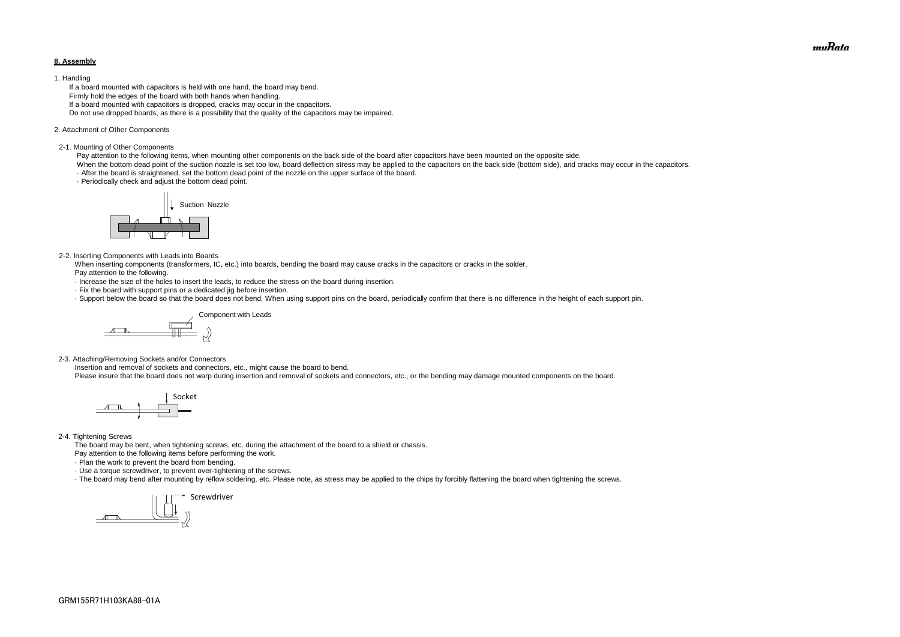## 8. Assembly

1. Handling

If a board mounted with capacitors is held with one hand, the board may bend.
Firmly hold the edges of the board with both hands when handling.
If a board mounted with capacitors is dropped, cracks may occur in the capacitors.
Do not use dropped boards, as there is a possibility that the quality of the capacitors may be impaired.

2. Attachment of Other Components

2-1. Mounting of Other Components

Pay attention to the following items, when mounting other components on the back side of the board after capacitors have been mounted on the opposite side.
When the bottom dead point of the suction nozzle is set too low, board deflection stress may be applied to the capacitors on the back side (bottom side), and cracks may occur in the capacitors.

- After the board is straightened, set the bottom dead point of the nozzle on the upper surface of the board.
- Periodically check and adjust the bottom dead point.

Suction Nozzle

2-2. Inserting Components with Leads into Boards

When inserting components (transformers, IC, etc.) into boards, bending the board may cause cracks in the capacitors or cracks in the solder.
Pay attention to the following.

- Increase the size of the holes to insert the leads, to reduce the stress on the board during insertion.
- Fix the board with support pins or a dedicated jig before insertion.
- Support below the board so that the board does not bend. When using support pins on the board, periodically confirm that there is no difference in the height of each support pin.

Component with Leads

2-3. Attaching/Removing Sockets and/or Connectors

Insertion and removal of sockets and connectors, etc., might cause the board to bend.
Please insure that the board does not warp during insertion and removal of sockets and connectors, etc., or the bending may damage mounted components on the board.

Socket

2-4. Tightening Screws

The board may be bent, when tightening screws, etc. during the attachment of the board to a shield or chassis.
Pay attention to the following items before performing the work.

- Plan the work to prevent the board from bending.
- Use a torque screwdriver, to prevent over-tightening of the screws.
- The board may bend after mounting by reflow soldering, etc. Please note, as stress may be applied to the chips by forcibly flattening the board when tightening the screws.

Screwdriver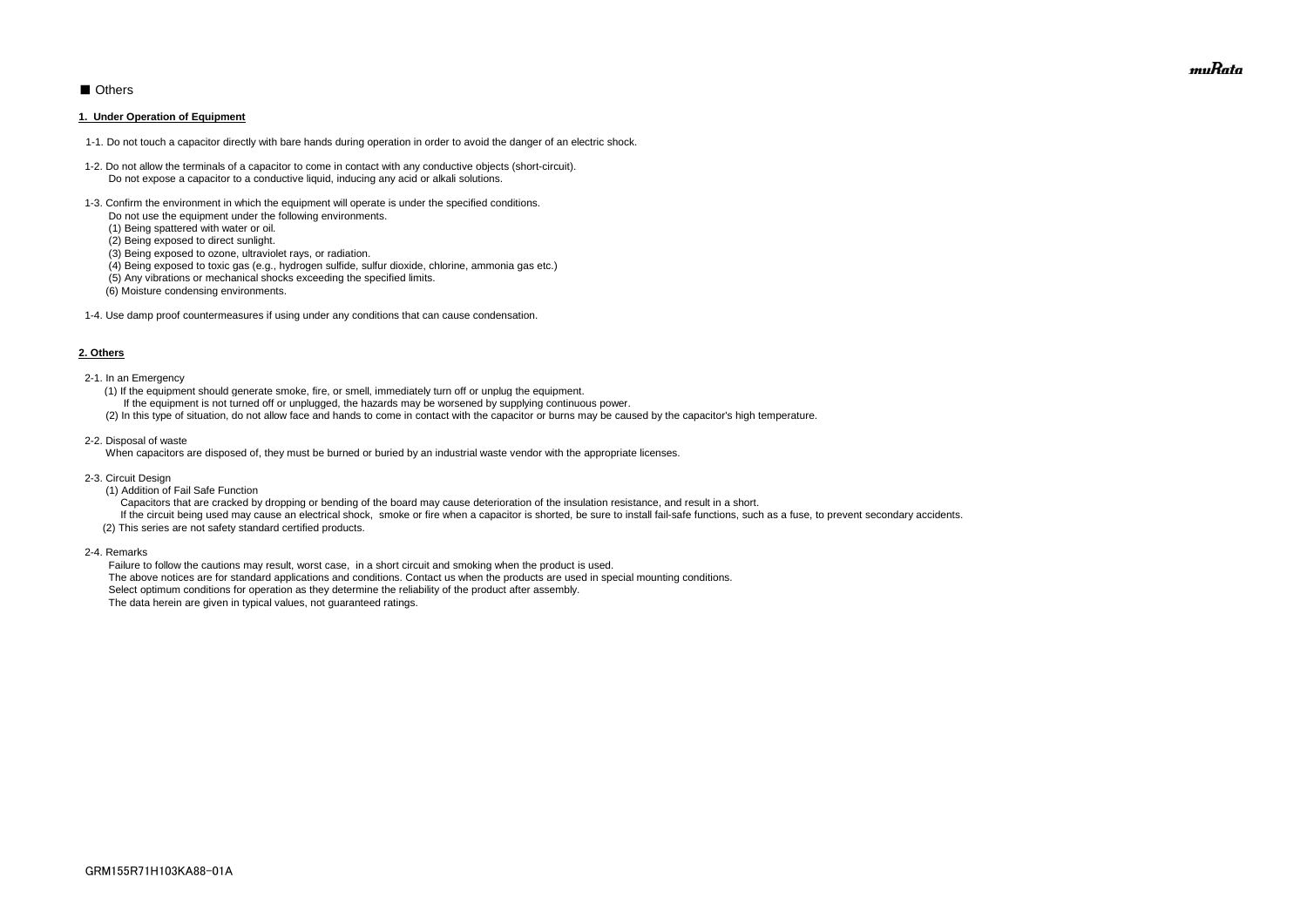■ Others

**1. Under Operation of Equipment**

1-1. Do not touch a capacitor directly with bare hands during operation in order to avoid the danger of an electric shock.

1-2. Do not allow the terminals of a capacitor to come in contact with any conductive objects (short-circuit).
Do not expose a capacitor to a conductive liquid, inducing any acid or alkali solutions.

1-3. Confirm the environment in which the equipment will operate is under the specified conditions.
Do not use the equipment under the following environments.
(1) Being spattered with water or oil.
(2) Being exposed to direct sunlight.
(3) Being exposed to ozone, ultraviolet rays, or radiation.
(4) Being exposed to toxic gas (e.g., hydrogen sulfide, sulfur dioxide, chlorine, ammonia gas etc.)
(5) Any vibrations or mechanical shocks exceeding the specified limits.
(6) Moisture condensing environments.

1-4. Use damp proof countermeasures if using under any conditions that can cause condensation.

**2. Others**

2-1. In an Emergency
(1) If the equipment should generate smoke, fire, or smell, immediately turn off or unplug the equipment.
If the equipment is not turned off or unplugged, the hazards may be worsened by supplying continuous power.
(2) In this type of situation, do not allow face and hands to come in contact with the capacitor or burns may be caused by the capacitor's high temperature.

2-2. Disposal of waste
When capacitors are disposed of, they must be burned or buried by an industrial waste vendor with the appropriate licenses.

2-3. Circuit Design
(1) Addition of Fail Safe Function
Capacitors that are cracked by dropping or bending of the board may cause deterioration of the insulation resistance, and result in a short.
If the circuit being used may cause an electrical shock, smoke or fire when a capacitor is shorted, be sure to install fail-safe functions, such as a fuse, to prevent secondary accidents.
(2) This series are not safety standard certified products.

2-4. Remarks
Failure to follow the cautions may result, worst case, in a short circuit and smoking when the product is used.
The above notices are for standard applications and conditions. Contact us when the products are used in special mounting conditions.
Select optimum conditions for operation as they determine the reliability of the product after assembly.
The data herein are given in typical values, not guaranteed ratings.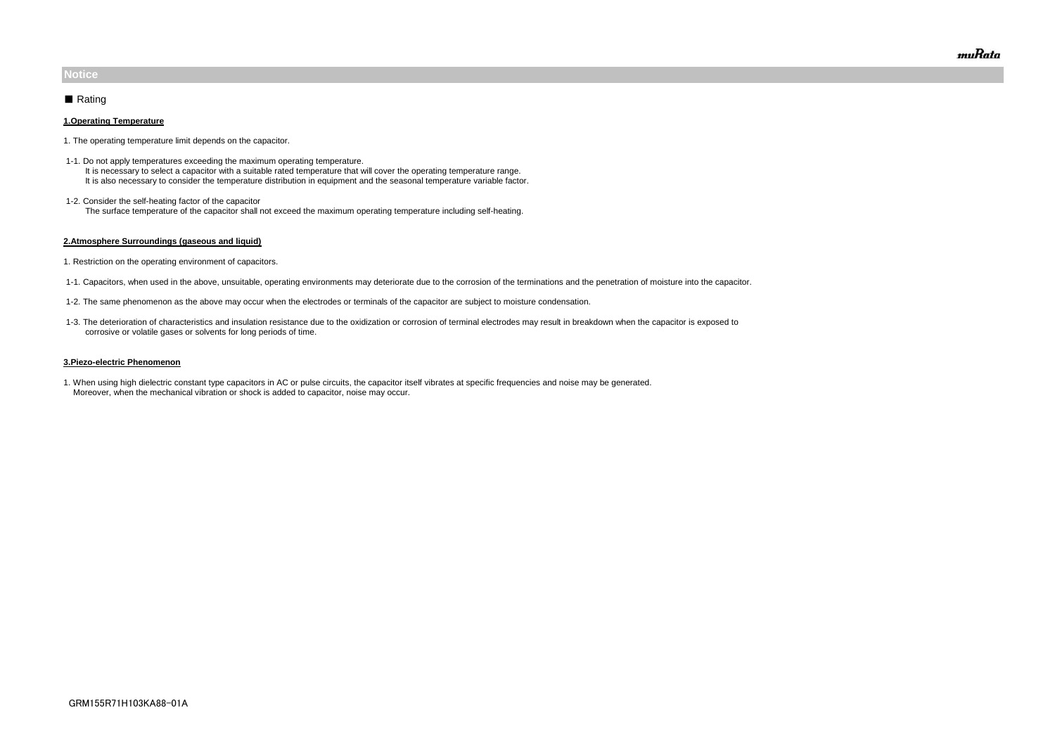## Notice

■ Rating

**1.Operating Temperature**

1. The operating temperature limit depends on the capacitor.

1-1. Do not apply temperatures exceeding the maximum operating temperature.
It is necessary to select a capacitor with a suitable rated temperature that will cover the operating temperature range.
It is also necessary to consider the temperature distribution in equipment and the seasonal temperature variable factor.

1-2. Consider the self-heating factor of the capacitor
The surface temperature of the capacitor shall not exceed the maximum operating temperature including self-heating.

**2.Atmosphere Surroundings (gaseous and liquid)**

1. Restriction on the operating environment of capacitors.

1-1. Capacitors, when used in the above, unsuitable, operating environments may deteriorate due to the corrosion of the terminations and the penetration of moisture into the capacitor.

1-2. The same phenomenon as the above may occur when the electrodes or terminals of the capacitor are subject to moisture condensation.

1-3. The deterioration of characteristics and insulation resistance due to the oxidization or corrosion of terminal electrodes may result in breakdown when the capacitor is exposed to corrosive or volatile gases or solvents for long periods of time.

**3.Piezo-electric Phenomenon**

1. When using high dielectric constant type capacitors in AC or pulse circuits, the capacitor itself vibrates at specific frequencies and noise may be generated.
Moreover, when the mechanical vibration or shock is added to capacitor, noise may occur.

GRM155R71H103KA88-01A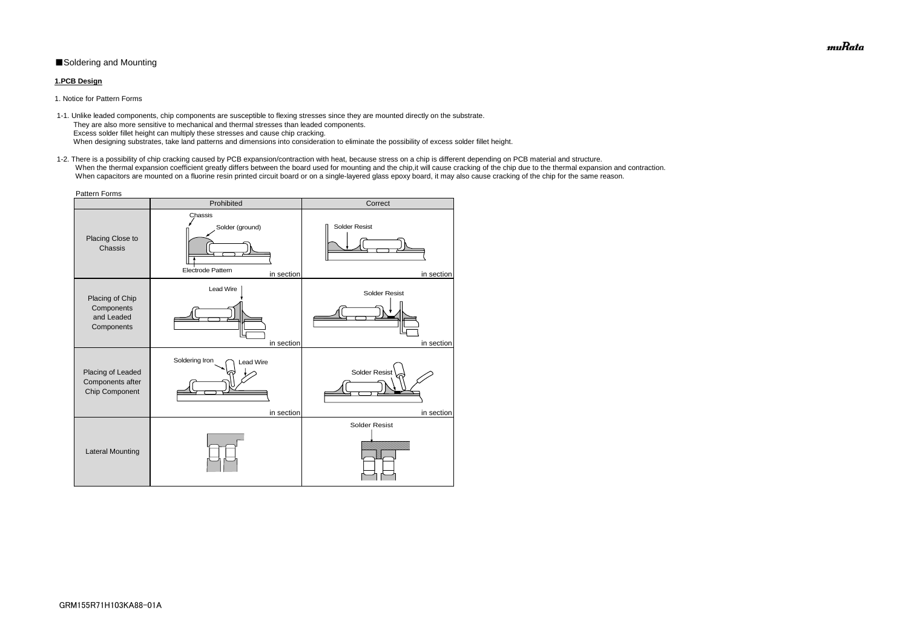■Soldering and Mounting

**1.PCB Design**

1. Notice for Pattern Forms

1-1. Unlike leaded components, chip components are susceptible to flexing stresses since they are mounted directly on the substrate.
They are also more sensitive to mechanical and thermal stresses than leaded components.
Excess solder fillet height can multiply these stresses and cause chip cracking.
When designing substrates, take land patterns and dimensions into consideration to eliminate the possibility of excess solder fillet height.

1-2. There is a possibility of chip cracking caused by PCB expansion/contraction with heat, because stress on a chip is different depending on PCB material and structure.
When the thermal expansion coefficient greatly differs between the board used for mounting and the chip,it will cause cracking of the chip due to the thermal expansion and contraction.
When capacitors are mounted on a fluorine resin printed circuit board or on a single-layered glass epoxy board, it may also cause cracking of the chip for the same reason.

Pattern Forms

| | Prohibited | Correct |
|---|---|---|
| Placing Close to Chassis | Chassis, Solder (ground), Electrode Pattern (in section) | Solder Resist (in section) |
| Placing of Chip Components and Leaded Components | Lead Wire (in section) | Solder Resist (in section) |
| Placing of Leaded Components after Chip Component | Soldering Iron, Lead Wire (in section) | Solder Resist (in section) |
| Lateral Mounting | | Solder Resist |

GRM155R71H103KA88-01A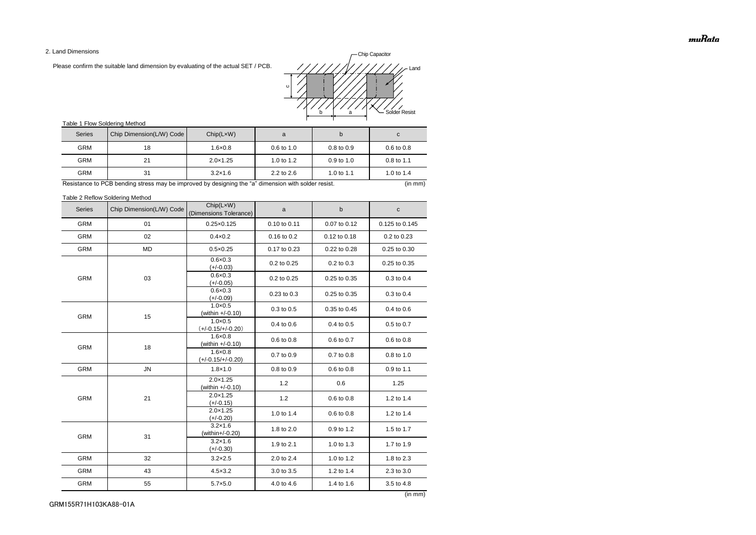2. Land Dimensions

Please confirm the suitable land dimension by evaluating of the actual SET / PCB.

Chip Capacitor

Land

Solder Resist

Table 1 Flow Soldering Method

| Series | Chip Dimension(L/W) Code | Chip(L×W) | a | b | c |
|---|---|---|---|---|---|
| GRM | 18 | 1.6×0.8 | 0.6 to 1.0 | 0.8 to 0.9 | 0.6 to 0.8 |
| GRM | 21 | 2.0×1.25 | 1.0 to 1.2 | 0.9 to 1.0 | 0.8 to 1.1 |
| GRM | 31 | 3.2×1.6 | 2.2 to 2.6 | 1.0 to 1.1 | 1.0 to 1.4 |

Resistance to PCB bending stress may be improved by designing the "a" dimension with solder resist. (in mm)

Table 2 Reflow Soldering Method

| Series | Chip Dimension(L/W) Code | Chip(L×W) (Dimensions Tolerance) | a | b | c |
|---|---|---|---|---|---|
| GRM | 01 | 0.25×0.125 | 0.10 to 0.11 | 0.07 to 0.12 | 0.125 to 0.145 |
| GRM | 02 | 0.4×0.2 | 0.16 to 0.2 | 0.12 to 0.18 | 0.2 to 0.23 |
| GRM | MD | 0.5×0.25 | 0.17 to 0.23 | 0.22 to 0.28 | 0.25 to 0.30 |
| GRM | 03 | 0.6×0.3 (+/-0.03) | 0.2 to 0.25 | 0.2 to 0.3 | 0.25 to 0.35 |
| | | 0.6×0.3 (+/-0.05) | 0.2 to 0.25 | 0.25 to 0.35 | 0.3 to 0.4 |
| | | 0.6×0.3 (+/-0.09) | 0.23 to 0.3 | 0.25 to 0.35 | 0.3 to 0.4 |
| GRM | 15 | 1.0×0.5 (within +/-0.10) | 0.3 to 0.5 | 0.35 to 0.45 | 0.4 to 0.6 |
| | | 1.0×0.5 (+/-0.15/+/-0.20) | 0.4 to 0.6 | 0.4 to 0.5 | 0.5 to 0.7 |
| GRM | 18 | 1.6×0.8 (within +/-0.10) | 0.6 to 0.8 | 0.6 to 0.7 | 0.6 to 0.8 |
| | | 1.6×0.8 (+/-0.15/+/-0.20) | 0.7 to 0.9 | 0.7 to 0.8 | 0.8 to 1.0 |
| GRM | JN | 1.8×1.0 | 0.8 to 0.9 | 0.6 to 0.8 | 0.9 to 1.1 |
| GRM | 21 | 2.0×1.25 (within +/-0.10) | 1.2 | 0.6 | 1.25 |
| | | 2.0×1.25 (+/-0.15) | 1.2 | 0.6 to 0.8 | 1.2 to 1.4 |
| | | 2.0×1.25 (+/-0.20) | 1.0 to 1.4 | 0.6 to 0.8 | 1.2 to 1.4 |
| GRM | 31 | 3.2×1.6 (within+/-0.20) | 1.8 to 2.0 | 0.9 to 1.2 | 1.5 to 1.7 |
| | | 3.2×1.6 (+/-0.30) | 1.9 to 2.1 | 1.0 to 1.3 | 1.7 to 1.9 |
| GRM | 32 | 3.2×2.5 | 2.0 to 2.4 | 1.0 to 1.2 | 1.8 to 2.3 |
| GRM | 43 | 4.5×3.2 | 3.0 to 3.5 | 1.2 to 1.4 | 2.3 to 3.0 |
| GRM | 55 | 5.7×5.0 | 4.0 to 4.6 | 1.4 to 1.6 | 3.5 to 4.8 |

(in mm)

GRM155R71H103KA88-01A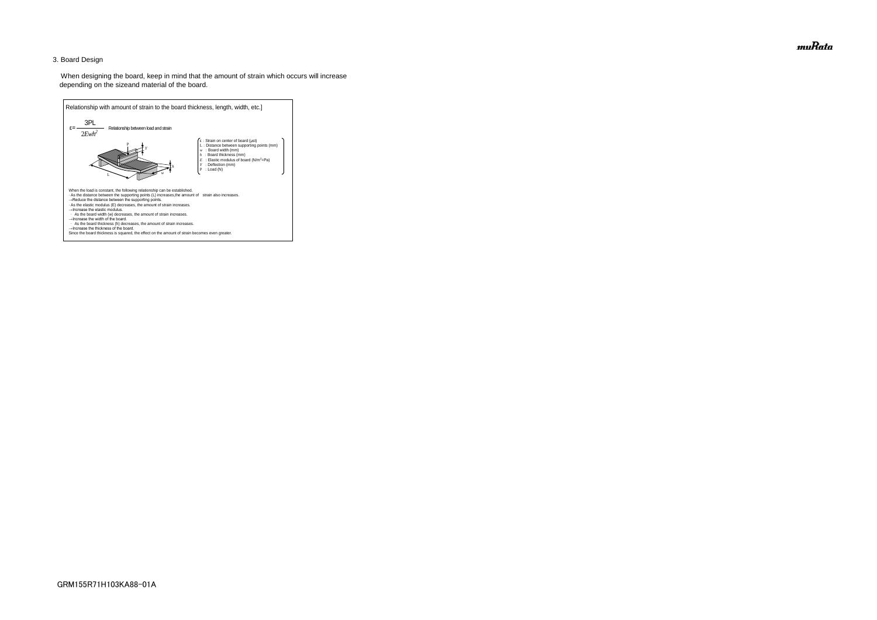### 3. Board Design

When designing the board, keep in mind that the amount of strain which occurs will increase depending on the sizeand material of the board.

Relationship with amount of strain to the board thickness, length, width, etc.]

$$\varepsilon = \frac{3PL}{2Ewh^2}$$ Relationship between load and strain

- $\varepsilon$ : Strain on center of board (μst)
- $L$ : Distance between supporting points (mm)
- $w$ : Board width (mm)
- $h$ : Board thickness (mm)
- $E$ : Elastic modulus of board ($N/m^2$=Pa)
- $Y$ : Deflection (mm)
- $P$ : Load (N)

When the load is constant, the following relationship can be established.

- As the distance between the supporting points (L) increases,the amount of strain also increases.
  →Reduce the distance between the supporting points.
- As the elastic modulus (E) decreases, the amount of strain increases.
  →Increase the elastic modulus.
- As the board width (w) decreases, the amount of strain increases.
  →Increase the width of the board.
- As the board thickness (h) decreases, the amount of strain increases.
  →Increase the thickness of the board.

Since the board thickness is squared, the effect on the amount of strain becomes even greater.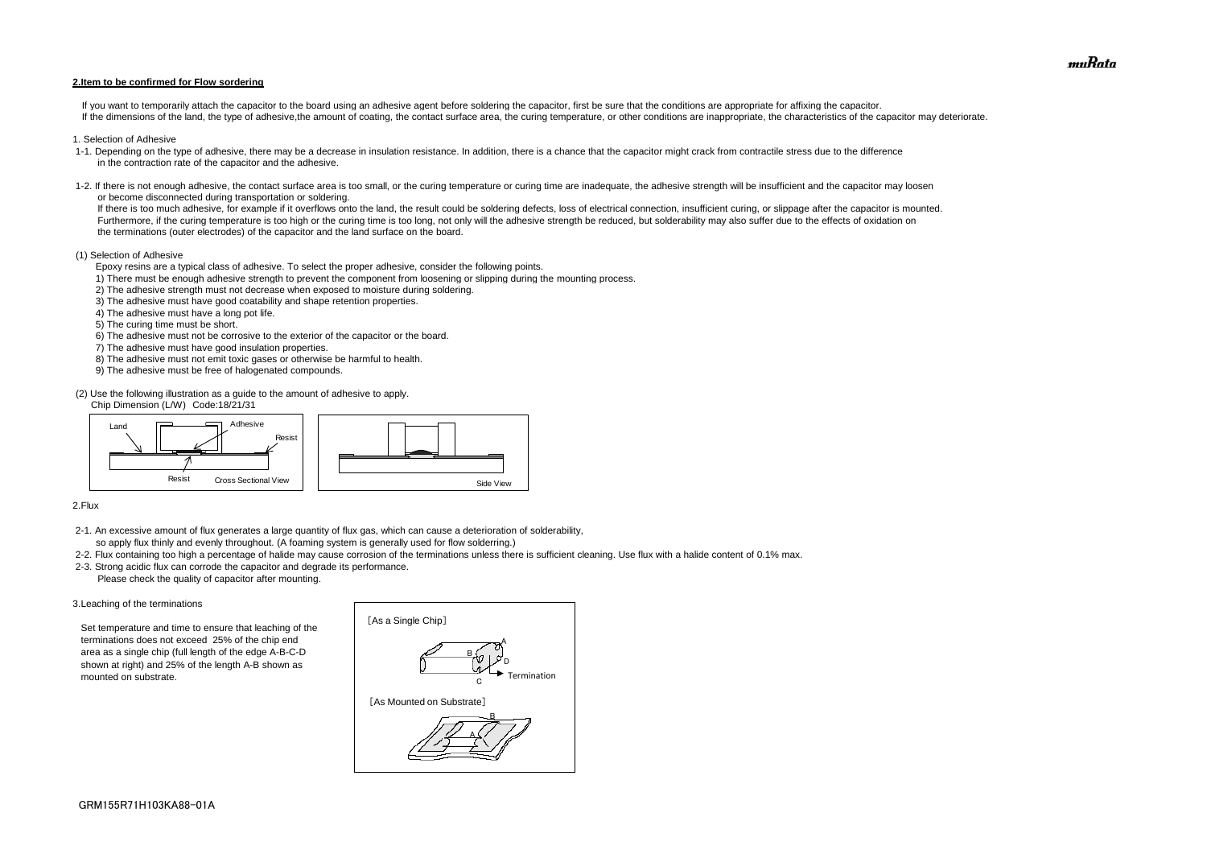## 2.Item to be confirmed for Flow sordering

If you want to temporarily attach the capacitor to the board using an adhesive agent before soldering the capacitor, first be sure that the conditions are appropriate for affixing the capacitor.
If the dimensions of the land, the type of adhesive,the amount of coating, the contact surface area, the curing temperature, or other conditions are inappropriate, the characteristics of the capacitor may deteriorate.

1. Selection of Adhesive

1-1. Depending on the type of adhesive, there may be a decrease in insulation resistance. In addition, there is a chance that the capacitor might crack from contractile stress due to the difference in the contraction rate of the capacitor and the adhesive.

1-2. If there is not enough adhesive, the contact surface area is too small, or the curing temperature or curing time are inadequate, the adhesive strength will be insufficient and the capacitor may loosen or become disconnected during transportation or soldering.
If there is too much adhesive, for example if it overflows onto the land, the result could be soldering defects, loss of electrical connection, insufficient curing, or slippage after the capacitor is mounted.
Furthermore, if the curing temperature is too high or the curing time is too long, not only will the adhesive strength be reduced, but solderability may also suffer due to the effects of oxidation on the terminations (outer electrodes) of the capacitor and the land surface on the board.

(1) Selection of Adhesive

Epoxy resins are a typical class of adhesive. To select the proper adhesive, consider the following points.

1) There must be enough adhesive strength to prevent the component from loosening or slipping during the mounting process.
2) The adhesive strength must not decrease when exposed to moisture during soldering.
3) The adhesive must have good coatability and shape retention properties.
4) The adhesive must have a long pot life.
5) The curing time must be short.
6) The adhesive must not be corrosive to the exterior of the capacitor or the board.
7) The adhesive must have good insulation properties.
8) The adhesive must not emit toxic gases or otherwise be harmful to health.
9) The adhesive must be free of halogenated compounds.

(2) Use the following illustration as a guide to the amount of adhesive to apply.
Chip Dimension (L/W) Code:18/21/31

Land / Adhesive / Resist / Resist — Cross Sectional View

Side View

2.Flux

2-1. An excessive amount of flux generates a large quantity of flux gas, which can cause a deterioration of solderability, so apply flux thinly and evenly throughout. (A foaming system is generally used for flow solderring.)
2-2. Flux containing too high a percentage of halide may cause corrosion of the terminations unless there is sufficient cleaning. Use flux with a halide content of 0.1% max.
2-3. Strong acidic flux can corrode the capacitor and degrade its performance.
Please check the quality of capacitor after mounting.

3.Leaching of the terminations

Set temperature and time to ensure that leaching of the terminations does not exceed 25% of the chip end area as a single chip (full length of the edge A-B-C-D shown at right) and 25% of the length A-B shown as mounted on substrate.

[As a Single Chip]

A, B, C, D — Termination

[As Mounted on Substrate]

A, B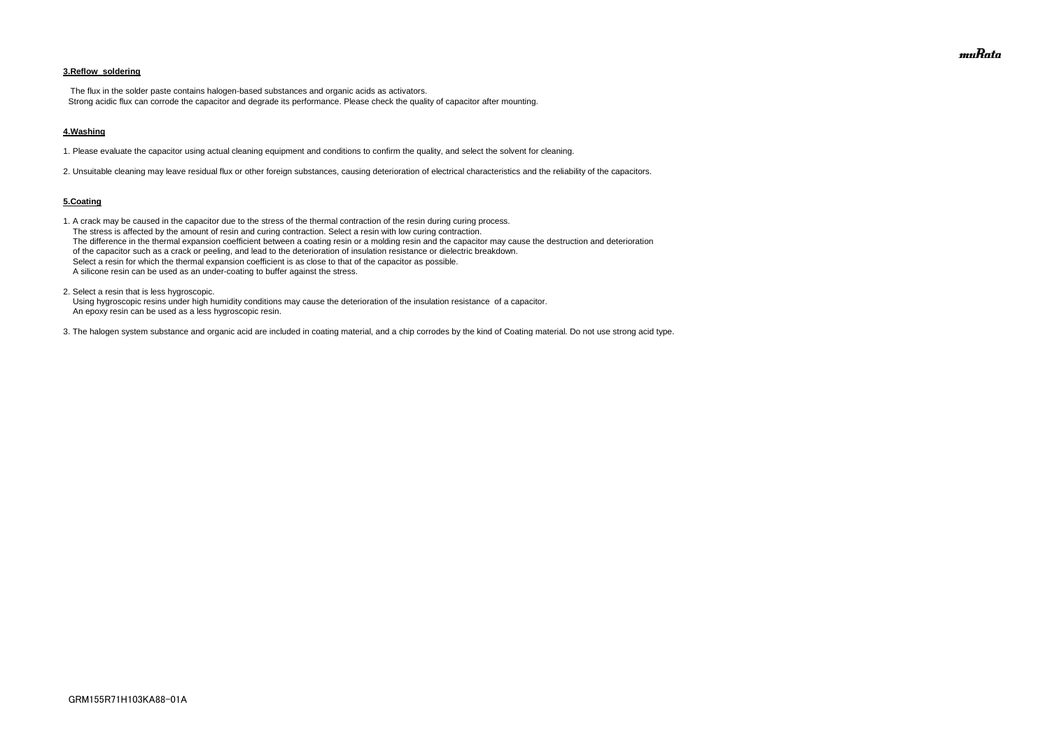**3.Reflow soldering**

The flux in the solder paste contains halogen-based substances and organic acids as activators.
Strong acidic flux can corrode the capacitor and degrade its performance. Please check the quality of capacitor after mounting.

**4.Washing**

1. Please evaluate the capacitor using actual cleaning equipment and conditions to confirm the quality, and select the solvent for cleaning.

2. Unsuitable cleaning may leave residual flux or other foreign substances, causing deterioration of electrical characteristics and the reliability of the capacitors.

**5.Coating**

1. A crack may be caused in the capacitor due to the stress of the thermal contraction of the resin during curing process.
   The stress is affected by the amount of resin and curing contraction. Select a resin with low curing contraction.
   The difference in the thermal expansion coefficient between a coating resin or a molding resin and the capacitor may cause the destruction and deterioration of the capacitor such as a crack or peeling, and lead to the deterioration of insulation resistance or dielectric breakdown.
   Select a resin for which the thermal expansion coefficient is as close to that of the capacitor as possible.
   A silicone resin can be used as an under-coating to buffer against the stress.

2. Select a resin that is less hygroscopic.
   Using hygroscopic resins under high humidity conditions may cause the deterioration of the insulation resistance of a capacitor.
   An epoxy resin can be used as a less hygroscopic resin.

3. The halogen system substance and organic acid are included in coating material, and a chip corrodes by the kind of Coating material. Do not use strong acid type.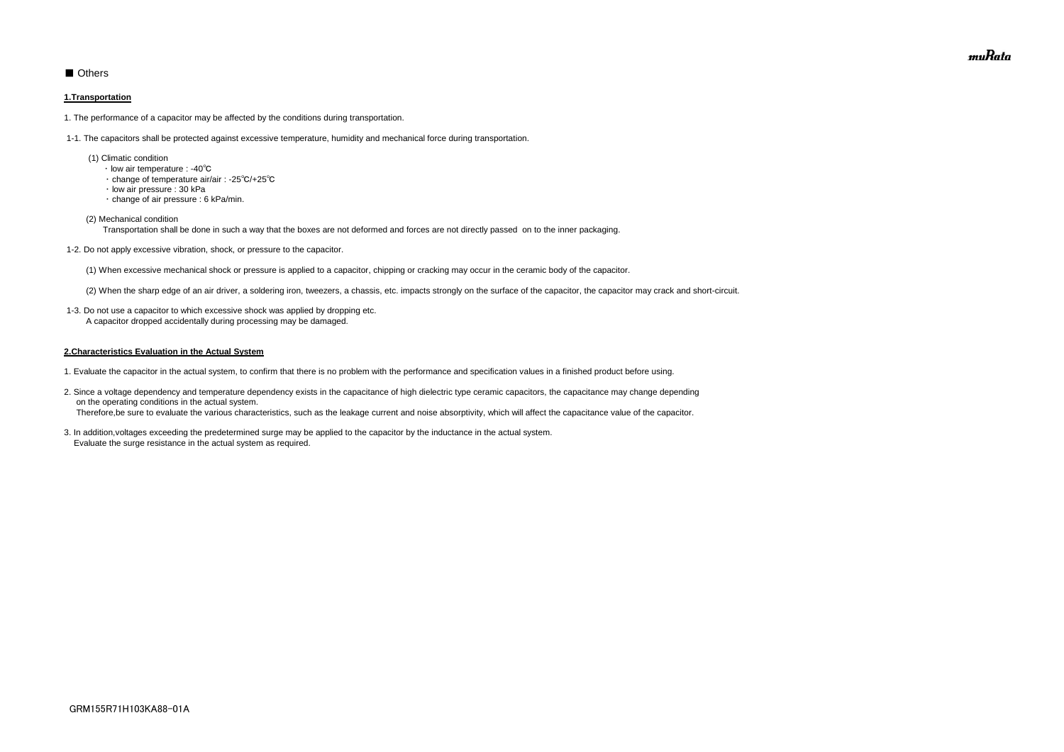## ■ Others

### 1.Transportation

1. The performance of a capacitor may be affected by the conditions during transportation.

1-1. The capacitors shall be protected against excessive temperature, humidity and mechanical force during transportation.

(1) Climatic condition
- ・low air temperature : -40℃
- ・change of temperature air/air : -25℃/+25℃
- ・low air pressure : 30 kPa
- ・change of air pressure : 6 kPa/min.

(2) Mechanical condition
Transportation shall be done in such a way that the boxes are not deformed and forces are not directly passed on to the inner packaging.

1-2. Do not apply excessive vibration, shock, or pressure to the capacitor.

(1) When excessive mechanical shock or pressure is applied to a capacitor, chipping or cracking may occur in the ceramic body of the capacitor.

(2) When the sharp edge of an air driver, a soldering iron, tweezers, a chassis, etc. impacts strongly on the surface of the capacitor, the capacitor may crack and short-circuit.

1-3. Do not use a capacitor to which excessive shock was applied by dropping etc.
A capacitor dropped accidentally during processing may be damaged.

### 2.Characteristics Evaluation in the Actual System

1. Evaluate the capacitor in the actual system, to confirm that there is no problem with the performance and specification values in a finished product before using.

2. Since a voltage dependency and temperature dependency exists in the capacitance of high dielectric type ceramic capacitors, the capacitance may change depending on the operating conditions in the actual system.
Therefore,be sure to evaluate the various characteristics, such as the leakage current and noise absorptivity, which will affect the capacitance value of the capacitor.

3. In addition,voltages exceeding the predetermined surge may be applied to the capacitor by the inductance in the actual system.
Evaluate the surge resistance in the actual system as required.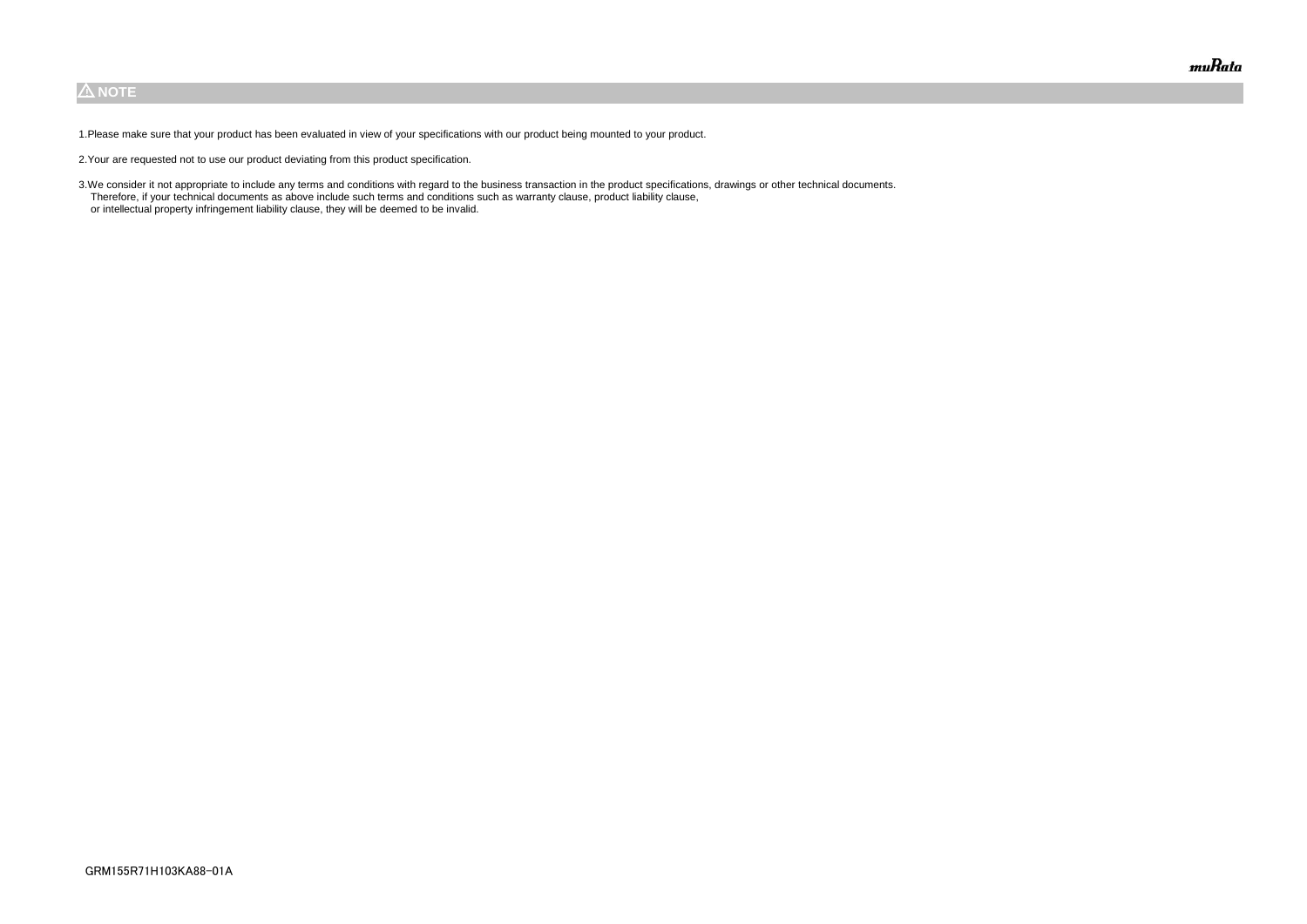## ⚠ NOTE

1.Please make sure that your product has been evaluated in view of your specifications with our product being mounted to your product.

2.Your are requested not to use our product deviating from this product specification.

3.We consider it not appropriate to include any terms and conditions with regard to the business transaction in the product specifications, drawings or other technical documents.
Therefore, if your technical documents as above include such terms and conditions such as warranty clause, product liability clause,
or intellectual property infringement liability clause, they will be deemed to be invalid.